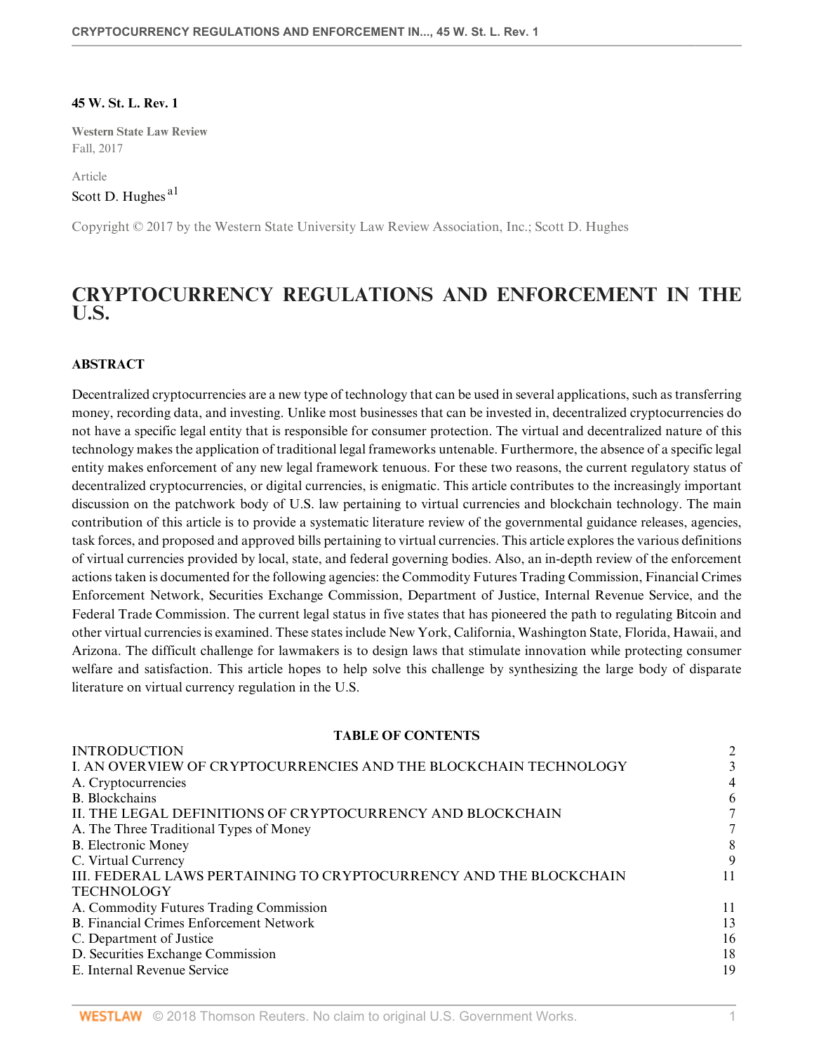**45 W. St. L. Rev. 1**

Western State Law Review
Fall, 2017

Article

Scott D. Hughes [a1]

Copyright © 2017 by the Western State University Law Review Association, Inc.; Scott D. Hughes

# CRYPTOCURRENCY REGULATIONS AND ENFORCEMENT IN THE U.S.

## ABSTRACT

Decentralized cryptocurrencies are a new type of technology that can be used in several applications, such as transferring money, recording data, and investing. Unlike most businesses that can be invested in, decentralized cryptocurrencies do not have a specific legal entity that is responsible for consumer protection. The virtual and decentralized nature of this technology makes the application of traditional legal frameworks untenable. Furthermore, the absence of a specific legal entity makes enforcement of any new legal framework tenuous. For these two reasons, the current regulatory status of decentralized cryptocurrencies, or digital currencies, is enigmatic. This article contributes to the increasingly important discussion on the patchwork body of U.S. law pertaining to virtual currencies and blockchain technology. The main contribution of this article is to provide a systematic literature review of the governmental guidance releases, agencies, task forces, and proposed and approved bills pertaining to virtual currencies. This article explores the various definitions of virtual currencies provided by local, state, and federal governing bodies. Also, an in-depth review of the enforcement actions taken is documented for the following agencies: the Commodity Futures Trading Commission, Financial Crimes Enforcement Network, Securities Exchange Commission, Department of Justice, Internal Revenue Service, and the Federal Trade Commission. The current legal status in five states that has pioneered the path to regulating Bitcoin and other virtual currencies is examined. These states include New York, California, Washington State, Florida, Hawaii, and Arizona. The difficult challenge for lawmakers is to design laws that stimulate innovation while protecting consumer welfare and satisfaction. This article hopes to help solve this challenge by synthesizing the large body of disparate literature on virtual currency regulation in the U.S.

**TABLE OF CONTENTS**

| | |
|---|---|
| INTRODUCTION | 2 |
| I. AN OVERVIEW OF CRYPTOCURRENCIES AND THE BLOCKCHAIN TECHNOLOGY | 3 |
| A. Cryptocurrencies | 4 |
| B. Blockchains | 6 |
| II. THE LEGAL DEFINITIONS OF CRYPTOCURRENCY AND BLOCKCHAIN | 7 |
| A. The Three Traditional Types of Money | 7 |
| B. Electronic Money | 8 |
| C. Virtual Currency | 9 |
| III. FEDERAL LAWS PERTAINING TO CRYPTOCURRENCY AND THE BLOCKCHAIN TECHNOLOGY | 11 |
| A. Commodity Futures Trading Commission | 11 |
| B. Financial Crimes Enforcement Network | 13 |
| C. Department of Justice | 16 |
| D. Securities Exchange Commission | 18 |
| E. Internal Revenue Service | 19 |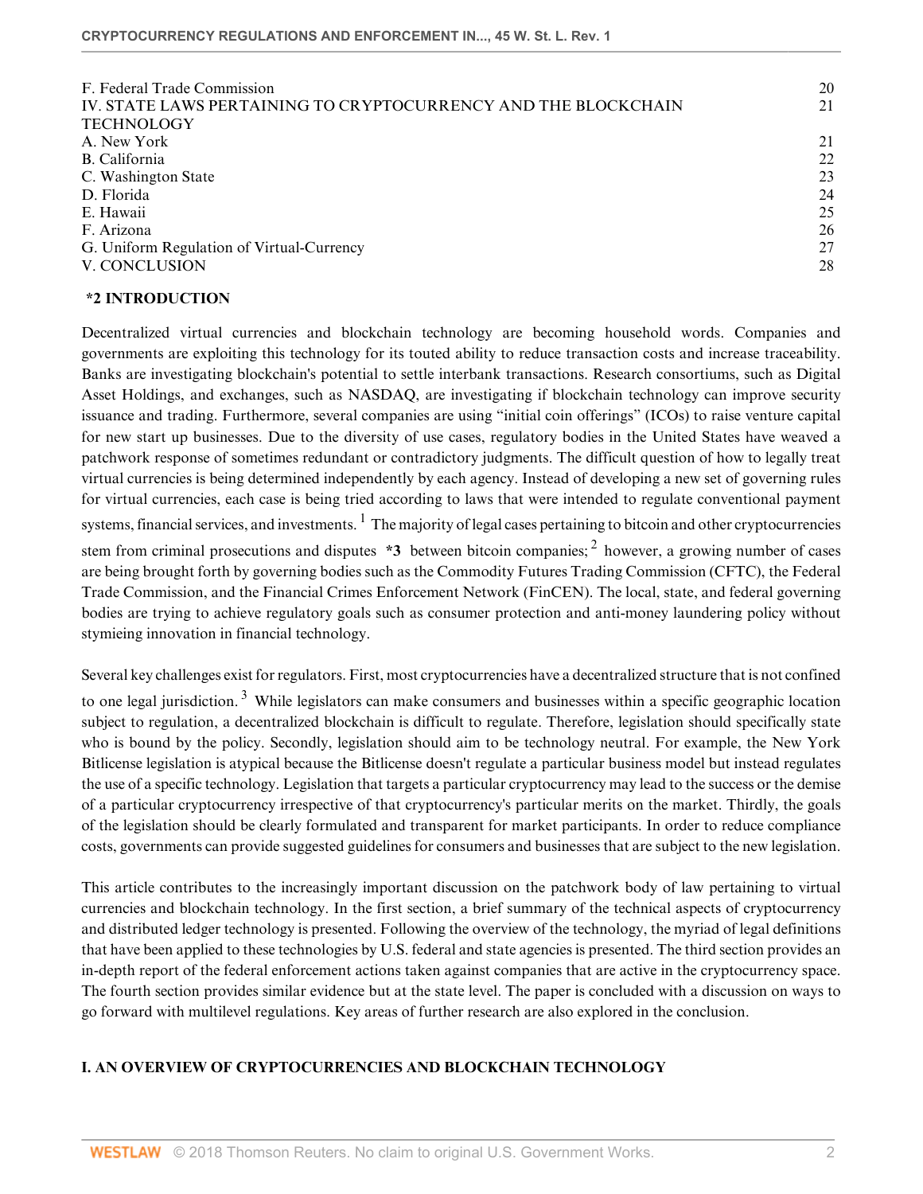| | |
|---|---|
| F. Federal Trade Commission | 20 |
| IV. STATE LAWS PERTAINING TO CRYPTOCURRENCY AND THE BLOCKCHAIN TECHNOLOGY | 21 |
| A. New York | 21 |
| B. California | 22 |
| C. Washington State | 23 |
| D. Florida | 24 |
| E. Hawaii | 25 |
| F. Arizona | 26 |
| G. Uniform Regulation of Virtual-Currency | 27 |
| V. CONCLUSION | 28 |

## *2 INTRODUCTION

Decentralized virtual currencies and blockchain technology are becoming household words. Companies and governments are exploiting this technology for its touted ability to reduce transaction costs and increase traceability. Banks are investigating blockchain's potential to settle interbank transactions. Research consortiums, such as Digital Asset Holdings, and exchanges, such as NASDAQ, are investigating if blockchain technology can improve security issuance and trading. Furthermore, several companies are using "initial coin offerings" (ICOs) to raise venture capital for new start up businesses. Due to the diversity of use cases, regulatory bodies in the United States have weaved a patchwork response of sometimes redundant or contradictory judgments. The difficult question of how to legally treat virtual currencies is being determined independently by each agency. Instead of developing a new set of governing rules for virtual currencies, each case is being tried according to laws that were intended to regulate conventional payment systems, financial services, and investments. [1] The majority of legal cases pertaining to bitcoin and other cryptocurrencies stem from criminal prosecutions and disputes **\*3** between bitcoin companies; [2] however, a growing number of cases are being brought forth by governing bodies such as the Commodity Futures Trading Commission (CFTC), the Federal Trade Commission, and the Financial Crimes Enforcement Network (FinCEN). The local, state, and federal governing bodies are trying to achieve regulatory goals such as consumer protection and anti-money laundering policy without stymieing innovation in financial technology.

Several key challenges exist for regulators. First, most cryptocurrencies have a decentralized structure that is not confined to one legal jurisdiction. [3] While legislators can make consumers and businesses within a specific geographic location subject to regulation, a decentralized blockchain is difficult to regulate. Therefore, legislation should specifically state who is bound by the policy. Secondly, legislation should aim to be technology neutral. For example, the New York Bitlicense legislation is atypical because the Bitlicense doesn't regulate a particular business model but instead regulates the use of a specific technology. Legislation that targets a particular cryptocurrency may lead to the success or the demise of a particular cryptocurrency irrespective of that cryptocurrency's particular merits on the market. Thirdly, the goals of the legislation should be clearly formulated and transparent for market participants. In order to reduce compliance costs, governments can provide suggested guidelines for consumers and businesses that are subject to the new legislation.

This article contributes to the increasingly important discussion on the patchwork body of law pertaining to virtual currencies and blockchain technology. In the first section, a brief summary of the technical aspects of cryptocurrency and distributed ledger technology is presented. Following the overview of the technology, the myriad of legal definitions that have been applied to these technologies by U.S. federal and state agencies is presented. The third section provides an in-depth report of the federal enforcement actions taken against companies that are active in the cryptocurrency space. The fourth section provides similar evidence but at the state level. The paper is concluded with a discussion on ways to go forward with multilevel regulations. Key areas of further research are also explored in the conclusion.

## I. AN OVERVIEW OF CRYPTOCURRENCIES AND BLOCKCHAIN TECHNOLOGY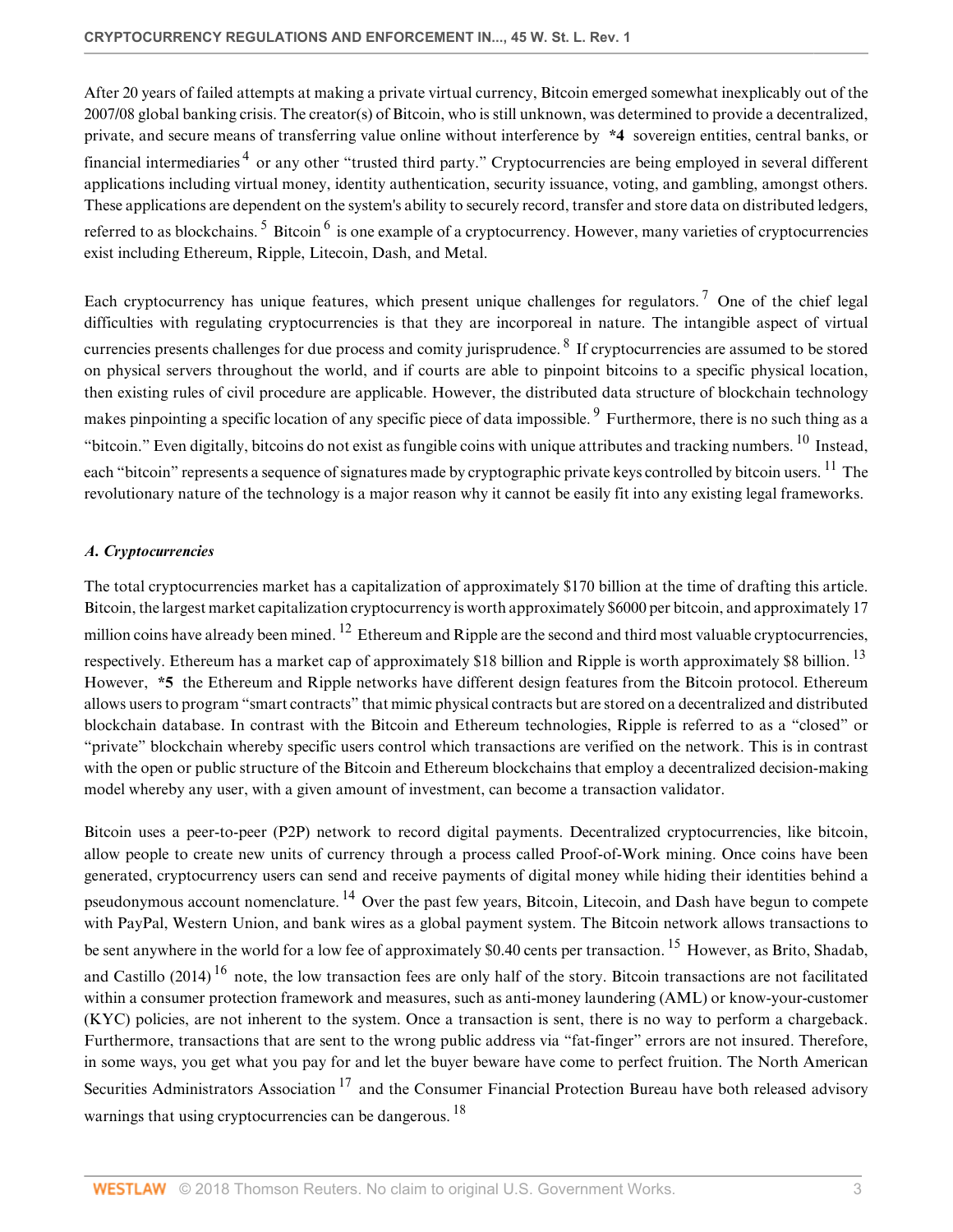After 20 years of failed attempts at making a private virtual currency, Bitcoin emerged somewhat inexplicably out of the 2007/08 global banking crisis. The creator(s) of Bitcoin, who is still unknown, was determined to provide a decentralized, private, and secure means of transferring value online without interference by **\*4** sovereign entities, central banks, or financial intermediaries [4] or any other "trusted third party." Cryptocurrencies are being employed in several different applications including virtual money, identity authentication, security issuance, voting, and gambling, amongst others. These applications are dependent on the system's ability to securely record, transfer and store data on distributed ledgers, referred to as blockchains. [5] Bitcoin [6] is one example of a cryptocurrency. However, many varieties of cryptocurrencies exist including Ethereum, Ripple, Litecoin, Dash, and Metal.

Each cryptocurrency has unique features, which present unique challenges for regulators. [7] One of the chief legal difficulties with regulating cryptocurrencies is that they are incorporeal in nature. The intangible aspect of virtual currencies presents challenges for due process and comity jurisprudence. [8] If cryptocurrencies are assumed to be stored on physical servers throughout the world, and if courts are able to pinpoint bitcoins to a specific physical location, then existing rules of civil procedure are applicable. However, the distributed data structure of blockchain technology makes pinpointing a specific location of any specific piece of data impossible. [9] Furthermore, there is no such thing as a "bitcoin." Even digitally, bitcoins do not exist as fungible coins with unique attributes and tracking numbers. [10] Instead, each "bitcoin" represents a sequence of signatures made by cryptographic private keys controlled by bitcoin users. [11] The revolutionary nature of the technology is a major reason why it cannot be easily fit into any existing legal frameworks.

### *A. Cryptocurrencies*

The total cryptocurrencies market has a capitalization of approximately $170 billion at the time of drafting this article. Bitcoin, the largest market capitalization cryptocurrency is worth approximately $6000 per bitcoin, and approximately 17 million coins have already been mined. [12] Ethereum and Ripple are the second and third most valuable cryptocurrencies, respectively. Ethereum has a market cap of approximately $18 billion and Ripple is worth approximately $8 billion. [13] However, **\*5** the Ethereum and Ripple networks have different design features from the Bitcoin protocol. Ethereum allows users to program "smart contracts" that mimic physical contracts but are stored on a decentralized and distributed blockchain database. In contrast with the Bitcoin and Ethereum technologies, Ripple is referred to as a "closed" or "private" blockchain whereby specific users control which transactions are verified on the network. This is in contrast with the open or public structure of the Bitcoin and Ethereum blockchains that employ a decentralized decision-making model whereby any user, with a given amount of investment, can become a transaction validator.

Bitcoin uses a peer-to-peer (P2P) network to record digital payments. Decentralized cryptocurrencies, like bitcoin, allow people to create new units of currency through a process called Proof-of-Work mining. Once coins have been generated, cryptocurrency users can send and receive payments of digital money while hiding their identities behind a pseudonymous account nomenclature. [14] Over the past few years, Bitcoin, Litecoin, and Dash have begun to compete with PayPal, Western Union, and bank wires as a global payment system. The Bitcoin network allows transactions to be sent anywhere in the world for a low fee of approximately $0.40 cents per transaction. [15] However, as Brito, Shadab, and Castillo (2014) [16] note, the low transaction fees are only half of the story. Bitcoin transactions are not facilitated within a consumer protection framework and measures, such as anti-money laundering (AML) or know-your-customer (KYC) policies, are not inherent to the system. Once a transaction is sent, there is no way to perform a chargeback. Furthermore, transactions that are sent to the wrong public address via "fat-finger" errors are not insured. Therefore, in some ways, you get what you pay for and let the buyer beware have come to perfect fruition. The North American Securities Administrators Association [17] and the Consumer Financial Protection Bureau have both released advisory warnings that using cryptocurrencies can be dangerous. [18]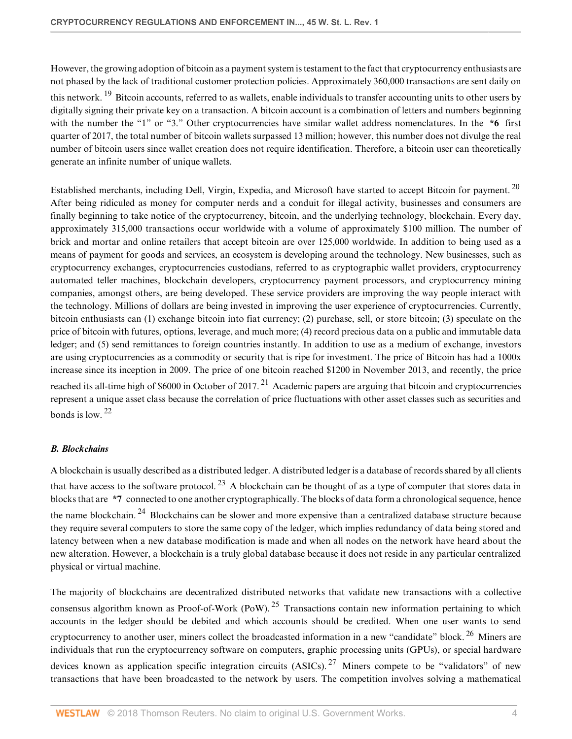However, the growing adoption of bitcoin as a payment system is testament to the fact that cryptocurrency enthusiasts are not phased by the lack of traditional customer protection policies. Approximately 360,000 transactions are sent daily on this network.[19] Bitcoin accounts, referred to as wallets, enable individuals to transfer accounting units to other users by digitally signing their private key on a transaction. A bitcoin account is a combination of letters and numbers beginning with the number the "1" or "3." Other cryptocurrencies have similar wallet address nomenclatures. In the **\*6** first quarter of 2017, the total number of bitcoin wallets surpassed 13 million; however, this number does not divulge the real number of bitcoin users since wallet creation does not require identification. Therefore, a bitcoin user can theoretically generate an infinite number of unique wallets.

Established merchants, including Dell, Virgin, Expedia, and Microsoft have started to accept Bitcoin for payment.[20] After being ridiculed as money for computer nerds and a conduit for illegal activity, businesses and consumers are finally beginning to take notice of the cryptocurrency, bitcoin, and the underlying technology, blockchain. Every day, approximately 315,000 transactions occur worldwide with a volume of approximately $100 million. The number of brick and mortar and online retailers that accept bitcoin are over 125,000 worldwide. In addition to being used as a means of payment for goods and services, an ecosystem is developing around the technology. New businesses, such as cryptocurrency exchanges, cryptocurrencies custodians, referred to as cryptographic wallet providers, cryptocurrency automated teller machines, blockchain developers, cryptocurrency payment processors, and cryptocurrency mining companies, amongst others, are being developed. These service providers are improving the way people interact with the technology. Millions of dollars are being invested in improving the user experience of cryptocurrencies. Currently, bitcoin enthusiasts can (1) exchange bitcoin into fiat currency; (2) purchase, sell, or store bitcoin; (3) speculate on the price of bitcoin with futures, options, leverage, and much more; (4) record precious data on a public and immutable data ledger; and (5) send remittances to foreign countries instantly. In addition to use as a medium of exchange, investors are using cryptocurrencies as a commodity or security that is ripe for investment. The price of Bitcoin has had a 1000x increase since its inception in 2009. The price of one bitcoin reached $1200 in November 2013, and recently, the price reached its all-time high of $6000 in October of 2017.[21] Academic papers are arguing that bitcoin and cryptocurrencies represent a unique asset class because the correlation of price fluctuations with other asset classes such as securities and bonds is low.[22]

### *B. Blockchains*

A blockchain is usually described as a distributed ledger. A distributed ledger is a database of records shared by all clients that have access to the software protocol.[23] A blockchain can be thought of as a type of computer that stores data in blocks that are **\*7** connected to one another cryptographically. The blocks of data form a chronological sequence, hence the name blockchain.[24] Blockchains can be slower and more expensive than a centralized database structure because they require several computers to store the same copy of the ledger, which implies redundancy of data being stored and latency between when a new database modification is made and when all nodes on the network have heard about the new alteration. However, a blockchain is a truly global database because it does not reside in any particular centralized physical or virtual machine.

The majority of blockchains are decentralized distributed networks that validate new transactions with a collective consensus algorithm known as Proof-of-Work (PoW).[25] Transactions contain new information pertaining to which accounts in the ledger should be debited and which accounts should be credited. When one user wants to send cryptocurrency to another user, miners collect the broadcasted information in a new "candidate" block.[26] Miners are individuals that run the cryptocurrency software on computers, graphic processing units (GPUs), or special hardware devices known as application specific integration circuits (ASICs).[27] Miners compete to be "validators" of new transactions that have been broadcasted to the network by users. The competition involves solving a mathematical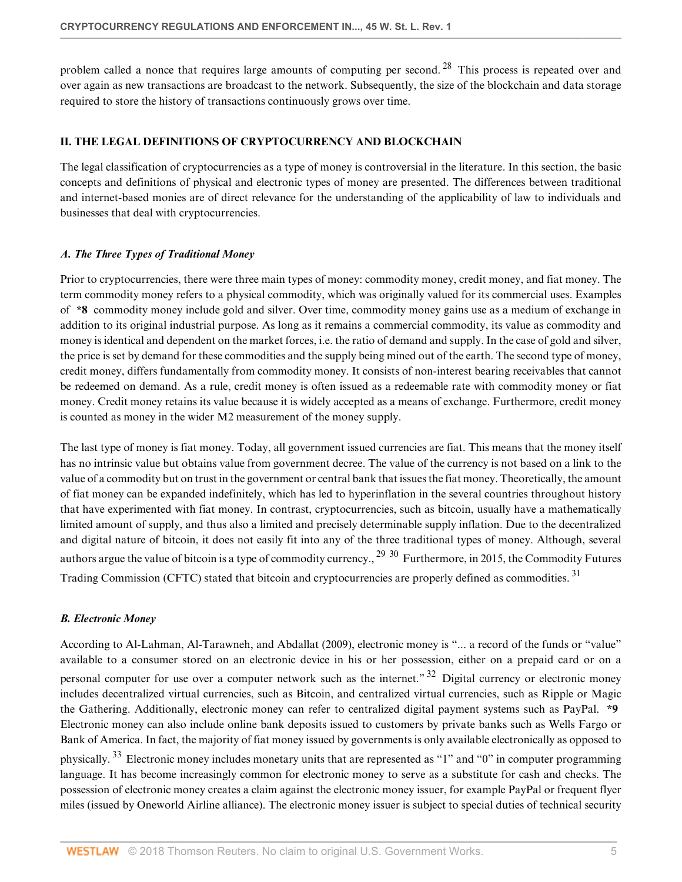problem called a nonce that requires large amounts of computing per second.[28] This process is repeated over and over again as new transactions are broadcast to the network. Subsequently, the size of the blockchain and data storage required to store the history of transactions continuously grows over time.

## II. THE LEGAL DEFINITIONS OF CRYPTOCURRENCY AND BLOCKCHAIN

The legal classification of cryptocurrencies as a type of money is controversial in the literature. In this section, the basic concepts and definitions of physical and electronic types of money are presented. The differences between traditional and internet-based monies are of direct relevance for the understanding of the applicability of law to individuals and businesses that deal with cryptocurrencies.

### *A. The Three Types of Traditional Money*

Prior to cryptocurrencies, there were three main types of money: commodity money, credit money, and fiat money. The term commodity money refers to a physical commodity, which was originally valued for its commercial uses. Examples of **\*8** commodity money include gold and silver. Over time, commodity money gains use as a medium of exchange in addition to its original industrial purpose. As long as it remains a commercial commodity, its value as commodity and money is identical and dependent on the market forces, i.e. the ratio of demand and supply. In the case of gold and silver, the price is set by demand for these commodities and the supply being mined out of the earth. The second type of money, credit money, differs fundamentally from commodity money. It consists of non-interest bearing receivables that cannot be redeemed on demand. As a rule, credit money is often issued as a redeemable rate with commodity money or fiat money. Credit money retains its value because it is widely accepted as a means of exchange. Furthermore, credit money is counted as money in the wider M2 measurement of the money supply.

The last type of money is fiat money. Today, all government issued currencies are fiat. This means that the money itself has no intrinsic value but obtains value from government decree. The value of the currency is not based on a link to the value of a commodity but on trust in the government or central bank that issues the fiat money. Theoretically, the amount of fiat money can be expanded indefinitely, which has led to hyperinflation in the several countries throughout history that have experimented with fiat money. In contrast, cryptocurrencies, such as bitcoin, usually have a mathematically limited amount of supply, and thus also a limited and precisely determinable supply inflation. Due to the decentralized and digital nature of bitcoin, it does not easily fit into any of the three traditional types of money. Although, several authors argue the value of bitcoin is a type of commodity currency.,[29] [30] Furthermore, in 2015, the Commodity Futures Trading Commission (CFTC) stated that bitcoin and cryptocurrencies are properly defined as commodities.[31]

### *B. Electronic Money*

According to Al-Lahman, Al-Tarawneh, and Abdallat (2009), electronic money is "... a record of the funds or "value" available to a consumer stored on an electronic device in his or her possession, either on a prepaid card or on a personal computer for use over a computer network such as the internet."[32] Digital currency or electronic money includes decentralized virtual currencies, such as Bitcoin, and centralized virtual currencies, such as Ripple or Magic the Gathering. Additionally, electronic money can refer to centralized digital payment systems such as PayPal. **\*9** Electronic money can also include online bank deposits issued to customers by private banks such as Wells Fargo or Bank of America. In fact, the majority of fiat money issued by governments is only available electronically as opposed to physically.[33] Electronic money includes monetary units that are represented as "1" and "0" in computer programming language. It has become increasingly common for electronic money to serve as a substitute for cash and checks. The possession of electronic money creates a claim against the electronic money issuer, for example PayPal or frequent flyer miles (issued by Oneworld Airline alliance). The electronic money issuer is subject to special duties of technical security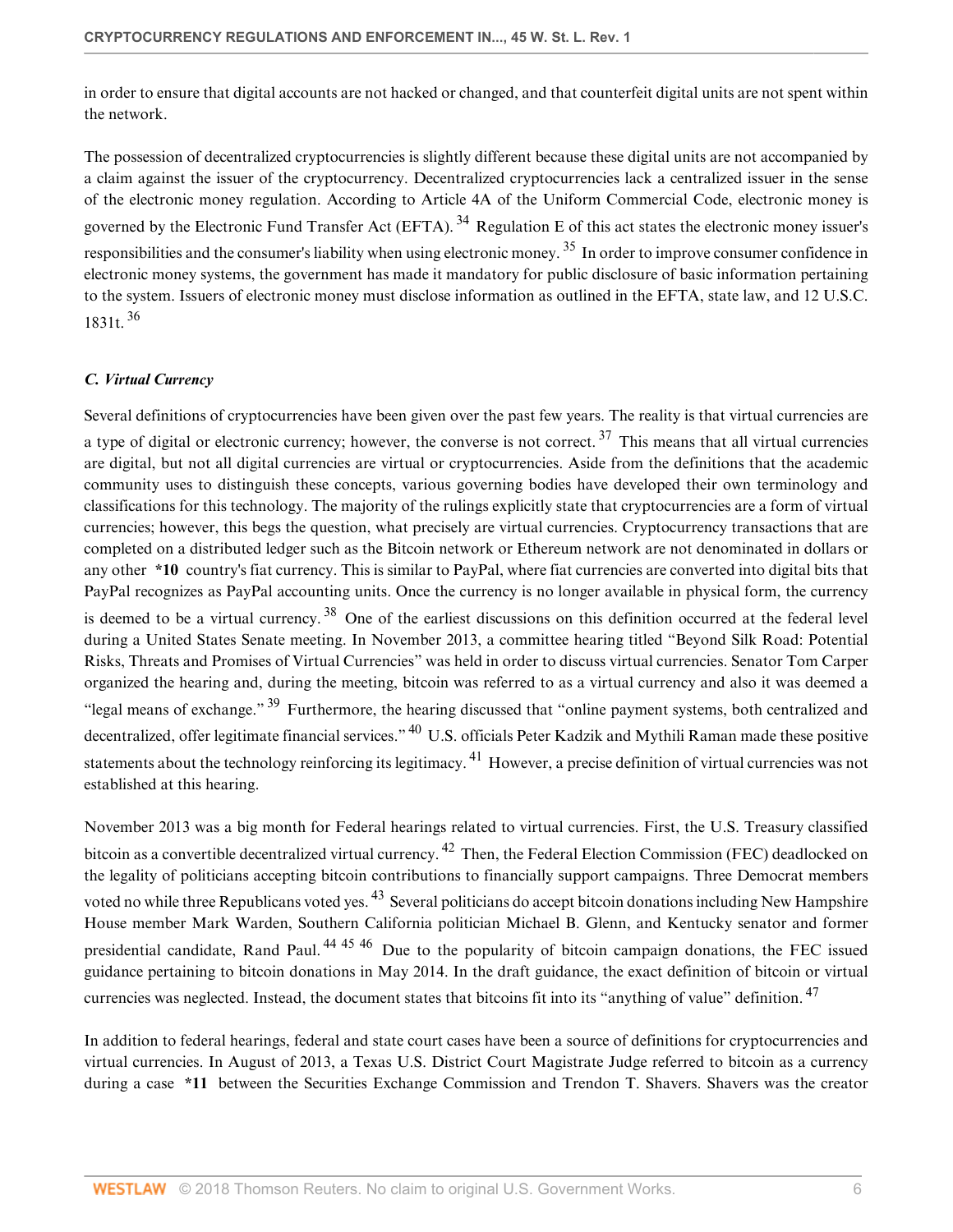in order to ensure that digital accounts are not hacked or changed, and that counterfeit digital units are not spent within the network.

The possession of decentralized cryptocurrencies is slightly different because these digital units are not accompanied by a claim against the issuer of the cryptocurrency. Decentralized cryptocurrencies lack a centralized issuer in the sense of the electronic money regulation. According to Article 4A of the Uniform Commercial Code, electronic money is governed by the Electronic Fund Transfer Act (EFTA).[34] Regulation E of this act states the electronic money issuer's responsibilities and the consumer's liability when using electronic money.[35] In order to improve consumer confidence in electronic money systems, the government has made it mandatory for public disclosure of basic information pertaining to the system. Issuers of electronic money must disclose information as outlined in the EFTA, state law, and 12 U.S.C. 1831t.[36]

### *C. Virtual Currency*

Several definitions of cryptocurrencies have been given over the past few years. The reality is that virtual currencies are a type of digital or electronic currency; however, the converse is not correct.[37] This means that all virtual currencies are digital, but not all digital currencies are virtual or cryptocurrencies. Aside from the definitions that the academic community uses to distinguish these concepts, various governing bodies have developed their own terminology and classifications for this technology. The majority of the rulings explicitly state that cryptocurrencies are a form of virtual currencies; however, this begs the question, what precisely are virtual currencies. Cryptocurrency transactions that are completed on a distributed ledger such as the Bitcoin network or Ethereum network are not denominated in dollars or any other **\*10** country's fiat currency. This is similar to PayPal, where fiat currencies are converted into digital bits that PayPal recognizes as PayPal accounting units. Once the currency is no longer available in physical form, the currency is deemed to be a virtual currency.[38] One of the earliest discussions on this definition occurred at the federal level during a United States Senate meeting. In November 2013, a committee hearing titled "Beyond Silk Road: Potential Risks, Threats and Promises of Virtual Currencies" was held in order to discuss virtual currencies. Senator Tom Carper organized the hearing and, during the meeting, bitcoin was referred to as a virtual currency and also it was deemed a "legal means of exchange."[39] Furthermore, the hearing discussed that "online payment systems, both centralized and decentralized, offer legitimate financial services."[40] U.S. officials Peter Kadzik and Mythili Raman made these positive statements about the technology reinforcing its legitimacy.[41] However, a precise definition of virtual currencies was not established at this hearing.

November 2013 was a big month for Federal hearings related to virtual currencies. First, the U.S. Treasury classified bitcoin as a convertible decentralized virtual currency.[42] Then, the Federal Election Commission (FEC) deadlocked on the legality of politicians accepting bitcoin contributions to financially support campaigns. Three Democrat members voted no while three Republicans voted yes.[43] Several politicians do accept bitcoin donations including New Hampshire House member Mark Warden, Southern California politician Michael B. Glenn, and Kentucky senator and former presidential candidate, Rand Paul.[44] [45] [46] Due to the popularity of bitcoin campaign donations, the FEC issued guidance pertaining to bitcoin donations in May 2014. In the draft guidance, the exact definition of bitcoin or virtual currencies was neglected. Instead, the document states that bitcoins fit into its "anything of value" definition.[47]

In addition to federal hearings, federal and state court cases have been a source of definitions for cryptocurrencies and virtual currencies. In August of 2013, a Texas U.S. District Court Magistrate Judge referred to bitcoin as a currency during a case **\*11** between the Securities Exchange Commission and Trendon T. Shavers. Shavers was the creator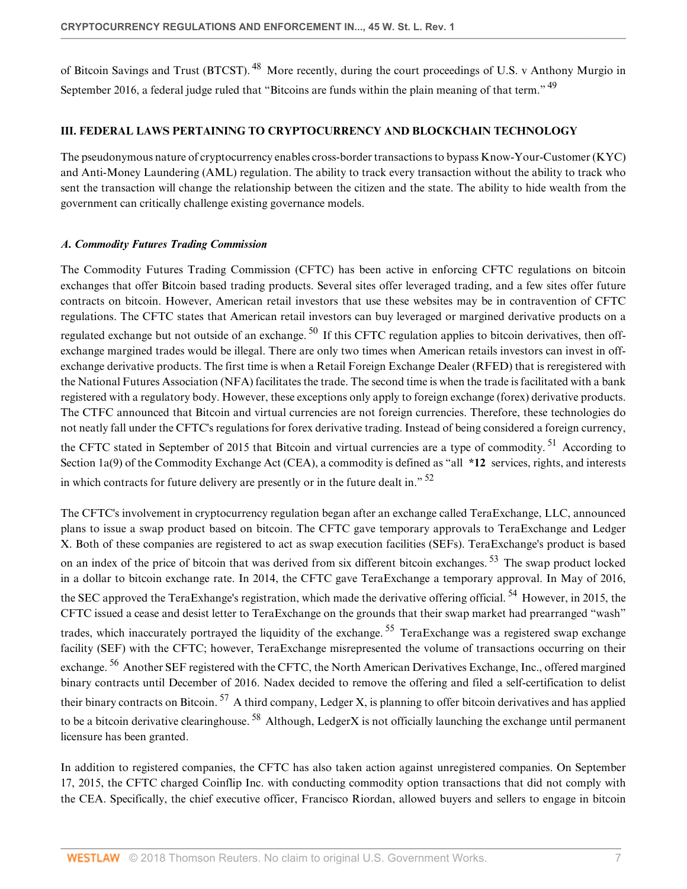of Bitcoin Savings and Trust (BTCST).[48] More recently, during the court proceedings of U.S. v Anthony Murgio in September 2016, a federal judge ruled that "Bitcoins are funds within the plain meaning of that term."[49]

## III. FEDERAL LAWS PERTAINING TO CRYPTOCURRENCY AND BLOCKCHAIN TECHNOLOGY

The pseudonymous nature of cryptocurrency enables cross-border transactions to bypass Know-Your-Customer (KYC) and Anti-Money Laundering (AML) regulation. The ability to track every transaction without the ability to track who sent the transaction will change the relationship between the citizen and the state. The ability to hide wealth from the government can critically challenge existing governance models.

### *A. Commodity Futures Trading Commission*

The Commodity Futures Trading Commission (CFTC) has been active in enforcing CFTC regulations on bitcoin exchanges that offer Bitcoin based trading products. Several sites offer leveraged trading, and a few sites offer future contracts on bitcoin. However, American retail investors that use these websites may be in contravention of CFTC regulations. The CFTC states that American retail investors can buy leveraged or margined derivative products on a regulated exchange but not outside of an exchange.[50] If this CFTC regulation applies to bitcoin derivatives, then off-exchange margined trades would be illegal. There are only two times when American retails investors can invest in off-exchange derivative products. The first time is when a Retail Foreign Exchange Dealer (RFED) that is reregistered with the National Futures Association (NFA) facilitates the trade. The second time is when the trade is facilitated with a bank registered with a regulatory body. However, these exceptions only apply to foreign exchange (forex) derivative products. The CTFC announced that Bitcoin and virtual currencies are not foreign currencies. Therefore, these technologies do not neatly fall under the CFTC's regulations for forex derivative trading. Instead of being considered a foreign currency, the CFTC stated in September of 2015 that Bitcoin and virtual currencies are a type of commodity.[51] According to Section 1a(9) of the Commodity Exchange Act (CEA), a commodity is defined as "all **\*12** services, rights, and interests in which contracts for future delivery are presently or in the future dealt in."[52]

The CFTC's involvement in cryptocurrency regulation began after an exchange called TeraExchange, LLC, announced plans to issue a swap product based on bitcoin. The CFTC gave temporary approvals to TeraExchange and Ledger X. Both of these companies are registered to act as swap execution facilities (SEFs). TeraExchange's product is based on an index of the price of bitcoin that was derived from six different bitcoin exchanges.[53] The swap product locked in a dollar to bitcoin exchange rate. In 2014, the CFTC gave TeraExchange a temporary approval. In May of 2016, the SEC approved the TeraExhange's registration, which made the derivative offering official.[54] However, in 2015, the CFTC issued a cease and desist letter to TeraExchange on the grounds that their swap market had prearranged "wash" trades, which inaccurately portrayed the liquidity of the exchange.[55] TeraExchange was a registered swap exchange facility (SEF) with the CFTC; however, TeraExchange misrepresented the volume of transactions occurring on their exchange.[56] Another SEF registered with the CFTC, the North American Derivatives Exchange, Inc., offered margined binary contracts until December of 2016. Nadex decided to remove the offering and filed a self-certification to delist their binary contracts on Bitcoin.[57] A third company, Ledger X, is planning to offer bitcoin derivatives and has applied to be a bitcoin derivative clearinghouse.[58] Although, LedgerX is not officially launching the exchange until permanent licensure has been granted.

In addition to registered companies, the CFTC has also taken action against unregistered companies. On September 17, 2015, the CFTC charged Coinflip Inc. with conducting commodity option transactions that did not comply with the CEA. Specifically, the chief executive officer, Francisco Riordan, allowed buyers and sellers to engage in bitcoin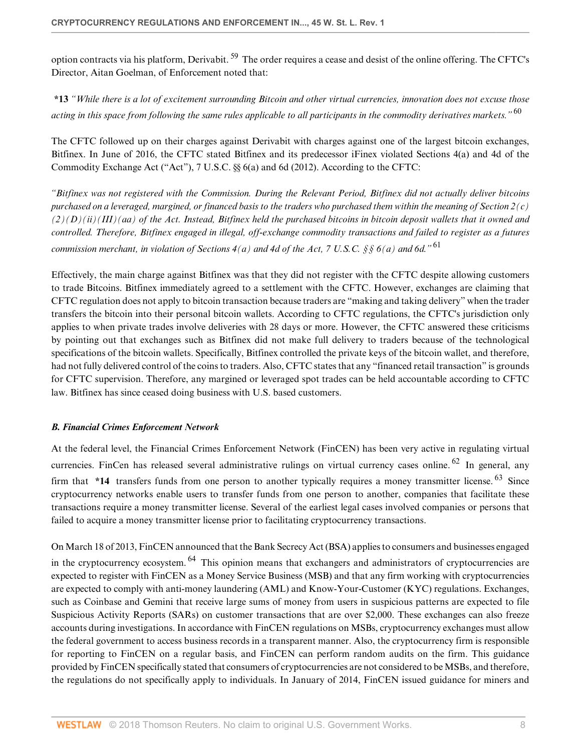option contracts via his platform, Derivabit. [59] The order requires a cease and desist of the online offering. The CFTC's Director, Aitan Goelman, of Enforcement noted that:

**\*13** *"While there is a lot of excitement surrounding Bitcoin and other virtual currencies, innovation does not excuse those acting in this space from following the same rules applicable to all participants in the commodity derivatives markets."* [60]

The CFTC followed up on their charges against Derivabit with charges against one of the largest bitcoin exchanges, Bitfinex. In June of 2016, the CFTC stated Bitfinex and its predecessor iFinex violated Sections 4(a) and 4d of the Commodity Exchange Act ("Act"), 7 U.S.C. §§ 6(a) and 6d (2012). According to the CFTC:

*"Bitfinex was not registered with the Commission. During the Relevant Period, Bitfinex did not actually deliver bitcoins purchased on a leveraged, margined, or financed basis to the traders who purchased them within the meaning of Section 2(c)(2)(D)(ii)(III)(aa) of the Act. Instead, Bitfinex held the purchased bitcoins in bitcoin deposit wallets that it owned and controlled. Therefore, Bitfinex engaged in illegal, off-exchange commodity transactions and failed to register as a futures commission merchant, in violation of Sections 4(a) and 4d of the Act, 7 U.S.C. §§ 6(a) and 6d."* [61]

Effectively, the main charge against Bitfinex was that they did not register with the CFTC despite allowing customers to trade Bitcoins. Bitfinex immediately agreed to a settlement with the CFTC. However, exchanges are claiming that CFTC regulation does not apply to bitcoin transaction because traders are "making and taking delivery" when the trader transfers the bitcoin into their personal bitcoin wallets. According to CFTC regulations, the CFTC's jurisdiction only applies to when private trades involve deliveries with 28 days or more. However, the CFTC answered these criticisms by pointing out that exchanges such as Bitfinex did not make full delivery to traders because of the technological specifications of the bitcoin wallets. Specifically, Bitfinex controlled the private keys of the bitcoin wallet, and therefore, had not fully delivered control of the coins to traders. Also, CFTC states that any "financed retail transaction" is grounds for CFTC supervision. Therefore, any margined or leveraged spot trades can be held accountable according to CFTC law. Bitfinex has since ceased doing business with U.S. based customers.

### *B. Financial Crimes Enforcement Network*

At the federal level, the Financial Crimes Enforcement Network (FinCEN) has been very active in regulating virtual currencies. FinCen has released several administrative rulings on virtual currency cases online. [62] In general, any firm that **\*14** transfers funds from one person to another typically requires a money transmitter license. [63] Since cryptocurrency networks enable users to transfer funds from one person to another, companies that facilitate these transactions require a money transmitter license. Several of the earliest legal cases involved companies or persons that failed to acquire a money transmitter license prior to facilitating cryptocurrency transactions.

On March 18 of 2013, FinCEN announced that the Bank Secrecy Act (BSA) applies to consumers and businesses engaged in the cryptocurrency ecosystem. [64] This opinion means that exchangers and administrators of cryptocurrencies are expected to register with FinCEN as a Money Service Business (MSB) and that any firm working with cryptocurrencies are expected to comply with anti-money laundering (AML) and Know-Your-Customer (KYC) regulations. Exchanges, such as Coinbase and Gemini that receive large sums of money from users in suspicious patterns are expected to file Suspicious Activity Reports (SARs) on customer transactions that are over $2,000. These exchanges can also freeze accounts during investigations. In accordance with FinCEN regulations on MSBs, cryptocurrency exchanges must allow the federal government to access business records in a transparent manner. Also, the cryptocurrency firm is responsible for reporting to FinCEN on a regular basis, and FinCEN can perform random audits on the firm. This guidance provided by FinCEN specifically stated that consumers of cryptocurrencies are not considered to be MSBs, and therefore, the regulations do not specifically apply to individuals. In January of 2014, FinCEN issued guidance for miners and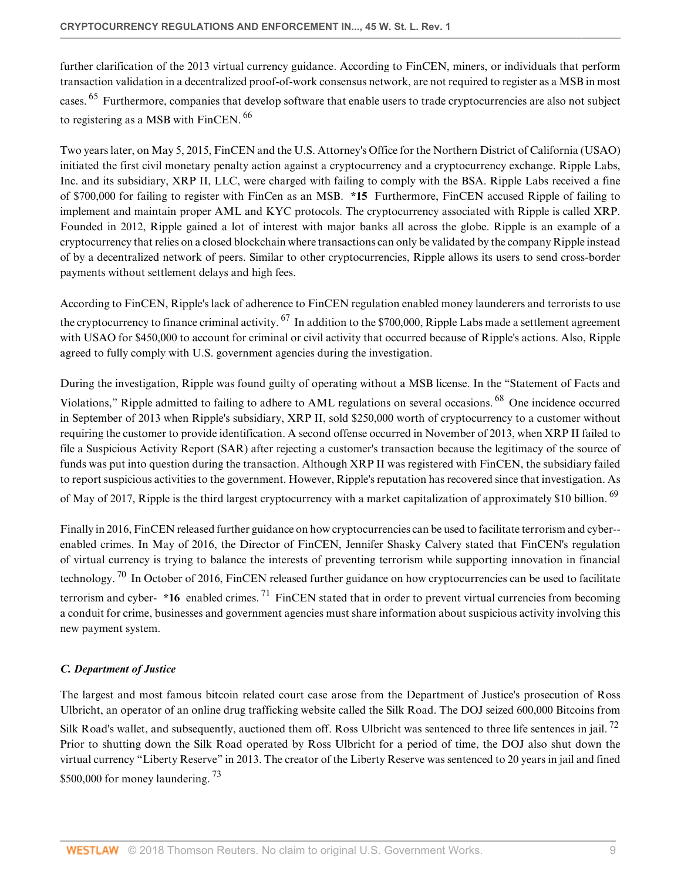further clarification of the 2013 virtual currency guidance. According to FinCEN, miners, or individuals that perform transaction validation in a decentralized proof-of-work consensus network, are not required to register as a MSB in most cases. [65] Furthermore, companies that develop software that enable users to trade cryptocurrencies are also not subject to registering as a MSB with FinCEN. [66]

Two years later, on May 5, 2015, FinCEN and the U.S. Attorney's Office for the Northern District of California (USAO) initiated the first civil monetary penalty action against a cryptocurrency and a cryptocurrency exchange. Ripple Labs, Inc. and its subsidiary, XRP II, LLC, were charged with failing to comply with the BSA. Ripple Labs received a fine of $700,000 for failing to register with FinCen as an MSB. **\*15** Furthermore, FinCEN accused Ripple of failing to implement and maintain proper AML and KYC protocols. The cryptocurrency associated with Ripple is called XRP. Founded in 2012, Ripple gained a lot of interest with major banks all across the globe. Ripple is an example of a cryptocurrency that relies on a closed blockchain where transactions can only be validated by the company Ripple instead of by a decentralized network of peers. Similar to other cryptocurrencies, Ripple allows its users to send cross-border payments without settlement delays and high fees.

According to FinCEN, Ripple's lack of adherence to FinCEN regulation enabled money launderers and terrorists to use the cryptocurrency to finance criminal activity. [67] In addition to the $700,000, Ripple Labs made a settlement agreement with USAO for $450,000 to account for criminal or civil activity that occurred because of Ripple's actions. Also, Ripple agreed to fully comply with U.S. government agencies during the investigation.

During the investigation, Ripple was found guilty of operating without a MSB license. In the "Statement of Facts and Violations," Ripple admitted to failing to adhere to AML regulations on several occasions. [68] One incidence occurred in September of 2013 when Ripple's subsidiary, XRP II, sold $250,000 worth of cryptocurrency to a customer without requiring the customer to provide identification. A second offense occurred in November of 2013, when XRP II failed to file a Suspicious Activity Report (SAR) after rejecting a customer's transaction because the legitimacy of the source of funds was put into question during the transaction. Although XRP II was registered with FinCEN, the subsidiary failed to report suspicious activities to the government. However, Ripple's reputation has recovered since that investigation. As of May of 2017, Ripple is the third largest cryptocurrency with a market capitalization of approximately $10 billion. [69]

Finally in 2016, FinCEN released further guidance on how cryptocurrencies can be used to facilitate terrorism and cyber--enabled crimes. In May of 2016, the Director of FinCEN, Jennifer Shasky Calvery stated that FinCEN's regulation of virtual currency is trying to balance the interests of preventing terrorism while supporting innovation in financial technology. [70] In October of 2016, FinCEN released further guidance on how cryptocurrencies can be used to facilitate terrorism and cyber- **\*16** enabled crimes. [71] FinCEN stated that in order to prevent virtual currencies from becoming a conduit for crime, businesses and government agencies must share information about suspicious activity involving this new payment system.

### *C. Department of Justice*

The largest and most famous bitcoin related court case arose from the Department of Justice's prosecution of Ross Ulbricht, an operator of an online drug trafficking website called the Silk Road. The DOJ seized 600,000 Bitcoins from Silk Road's wallet, and subsequently, auctioned them off. Ross Ulbricht was sentenced to three life sentences in jail. [72] Prior to shutting down the Silk Road operated by Ross Ulbricht for a period of time, the DOJ also shut down the virtual currency "Liberty Reserve" in 2013. The creator of the Liberty Reserve was sentenced to 20 years in jail and fined $500,000 for money laundering. [73]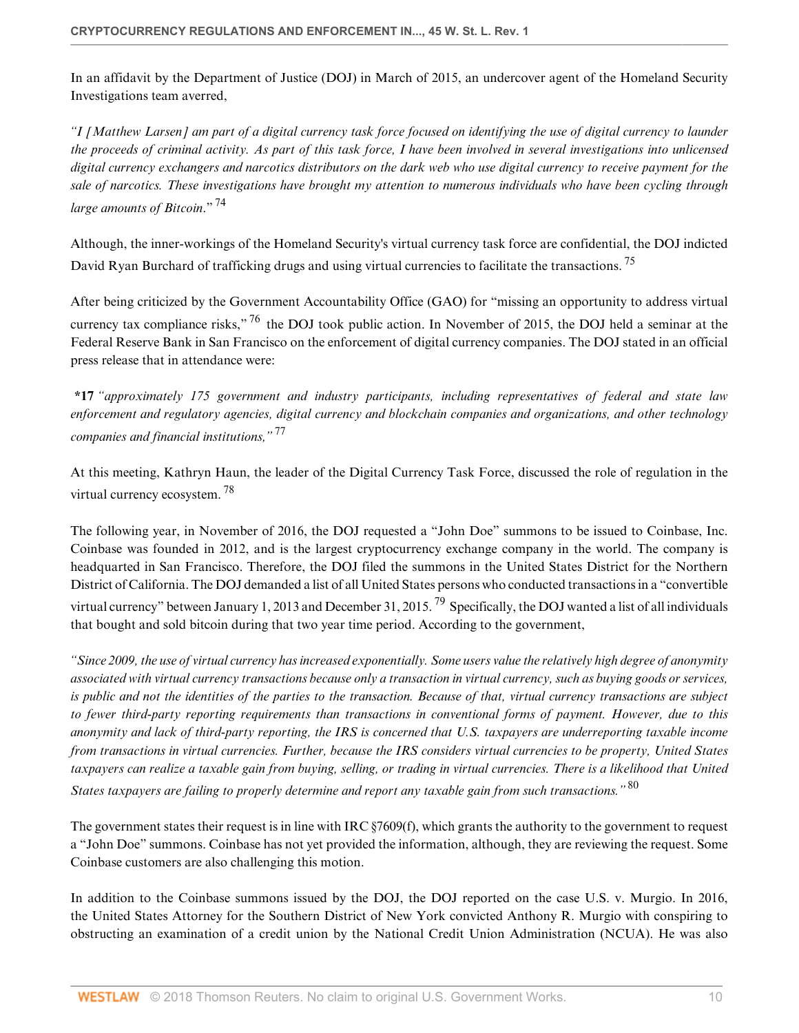In an affidavit by the Department of Justice (DOJ) in March of 2015, an undercover agent of the Homeland Security Investigations team averred,

*"I [Matthew Larsen] am part of a digital currency task force focused on identifying the use of digital currency to launder the proceeds of criminal activity. As part of this task force, I have been involved in several investigations into unlicensed digital currency exchangers and narcotics distributors on the dark web who use digital currency to receive payment for the sale of narcotics. These investigations have brought my attention to numerous individuals who have been cycling through large amounts of Bitcoin*." [74]

Although, the inner-workings of the Homeland Security's virtual currency task force are confidential, the DOJ indicted David Ryan Burchard of trafficking drugs and using virtual currencies to facilitate the transactions. [75]

After being criticized by the Government Accountability Office (GAO) for "missing an opportunity to address virtual currency tax compliance risks," [76] the DOJ took public action. In November of 2015, the DOJ held a seminar at the Federal Reserve Bank in San Francisco on the enforcement of digital currency companies. The DOJ stated in an official press release that in attendance were:

**\*17** *"approximately 175 government and industry participants, including representatives of federal and state law enforcement and regulatory agencies, digital currency and blockchain companies and organizations, and other technology companies and financial institutions,"* [77]

At this meeting, Kathryn Haun, the leader of the Digital Currency Task Force, discussed the role of regulation in the virtual currency ecosystem. [78]

The following year, in November of 2016, the DOJ requested a "John Doe" summons to be issued to Coinbase, Inc. Coinbase was founded in 2012, and is the largest cryptocurrency exchange company in the world. The company is headquarted in San Francisco. Therefore, the DOJ filed the summons in the United States District for the Northern District of California. The DOJ demanded a list of all United States persons who conducted transactions in a "convertible virtual currency" between January 1, 2013 and December 31, 2015. [79] Specifically, the DOJ wanted a list of all individuals that bought and sold bitcoin during that two year time period. According to the government,

*"Since 2009, the use of virtual currency has increased exponentially. Some users value the relatively high degree of anonymity associated with virtual currency transactions because only a transaction in virtual currency, such as buying goods or services, is public and not the identities of the parties to the transaction. Because of that, virtual currency transactions are subject to fewer third-party reporting requirements than transactions in conventional forms of payment. However, due to this anonymity and lack of third-party reporting, the IRS is concerned that U.S. taxpayers are underreporting taxable income from transactions in virtual currencies. Further, because the IRS considers virtual currencies to be property, United States taxpayers can realize a taxable gain from buying, selling, or trading in virtual currencies. There is a likelihood that United States taxpayers are failing to properly determine and report any taxable gain from such transactions."* [80]

The government states their request is in line with IRC §7609(f), which grants the authority to the government to request a "John Doe" summons. Coinbase has not yet provided the information, although, they are reviewing the request. Some Coinbase customers are also challenging this motion.

In addition to the Coinbase summons issued by the DOJ, the DOJ reported on the case U.S. v. Murgio. In 2016, the United States Attorney for the Southern District of New York convicted Anthony R. Murgio with conspiring to obstructing an examination of a credit union by the National Credit Union Administration (NCUA). He was also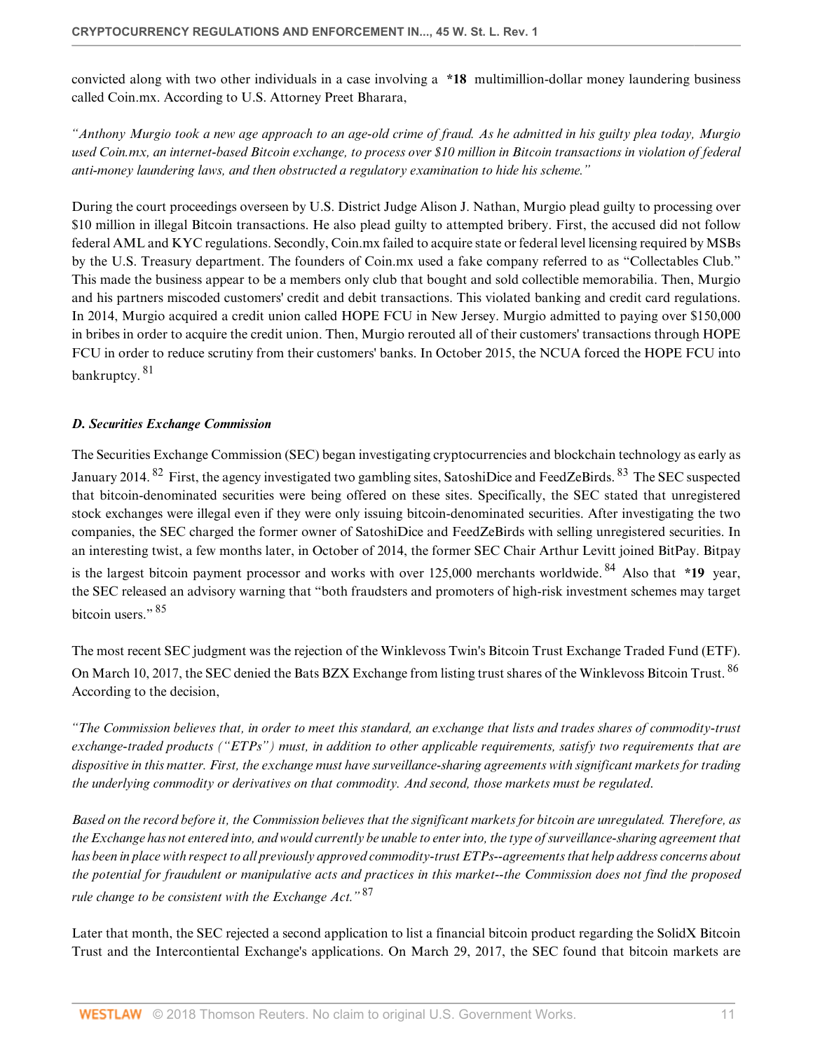convicted along with two other individuals in a case involving a **\*18** multimillion-dollar money laundering business called Coin.mx. According to U.S. Attorney Preet Bharara,

*"Anthony Murgio took a new age approach to an age-old crime of fraud. As he admitted in his guilty plea today, Murgio used Coin.mx, an internet-based Bitcoin exchange, to process over $10 million in Bitcoin transactions in violation of federal anti-money laundering laws, and then obstructed a regulatory examination to hide his scheme."*

During the court proceedings overseen by U.S. District Judge Alison J. Nathan, Murgio plead guilty to processing over $10 million in illegal Bitcoin transactions. He also plead guilty to attempted bribery. First, the accused did not follow federal AML and KYC regulations. Secondly, Coin.mx failed to acquire state or federal level licensing required by MSBs by the U.S. Treasury department. The founders of Coin.mx used a fake company referred to as "Collectables Club." This made the business appear to be a members only club that bought and sold collectible memorabilia. Then, Murgio and his partners miscoded customers' credit and debit transactions. This violated banking and credit card regulations. In 2014, Murgio acquired a credit union called HOPE FCU in New Jersey. Murgio admitted to paying over $150,000 in bribes in order to acquire the credit union. Then, Murgio rerouted all of their customers' transactions through HOPE FCU in order to reduce scrutiny from their customers' banks. In October 2015, the NCUA forced the HOPE FCU into bankruptcy. [81]

### *D. Securities Exchange Commission*

The Securities Exchange Commission (SEC) began investigating cryptocurrencies and blockchain technology as early as January 2014. [82] First, the agency investigated two gambling sites, SatoshiDice and FeedZeBirds. [83] The SEC suspected that bitcoin-denominated securities were being offered on these sites. Specifically, the SEC stated that unregistered stock exchanges were illegal even if they were only issuing bitcoin-denominated securities. After investigating the two companies, the SEC charged the former owner of SatoshiDice and FeedZeBirds with selling unregistered securities. In an interesting twist, a few months later, in October of 2014, the former SEC Chair Arthur Levitt joined BitPay. Bitpay is the largest bitcoin payment processor and works with over 125,000 merchants worldwide. [84] Also that **\*19** year, the SEC released an advisory warning that "both fraudsters and promoters of high-risk investment schemes may target bitcoin users." [85]

The most recent SEC judgment was the rejection of the Winklevoss Twin's Bitcoin Trust Exchange Traded Fund (ETF). On March 10, 2017, the SEC denied the Bats BZX Exchange from listing trust shares of the Winklevoss Bitcoin Trust. [86] According to the decision,

*"The Commission believes that, in order to meet this standard, an exchange that lists and trades shares of commodity-trust exchange-traded products ("ETPs") must, in addition to other applicable requirements, satisfy two requirements that are dispositive in this matter. First, the exchange must have surveillance-sharing agreements with significant markets for trading the underlying commodity or derivatives on that commodity. And second, those markets must be regulated.*

*Based on the record before it, the Commission believes that the significant markets for bitcoin are unregulated. Therefore, as the Exchange has not entered into, and would currently be unable to enter into, the type of surveillance-sharing agreement that has been in place with respect to all previously approved commodity-trust ETPs--agreements that help address concerns about the potential for fraudulent or manipulative acts and practices in this market--the Commission does not find the proposed rule change to be consistent with the Exchange Act."* [87]

Later that month, the SEC rejected a second application to list a financial bitcoin product regarding the SolidX Bitcoin Trust and the Intercontiental Exchange's applications. On March 29, 2017, the SEC found that bitcoin markets are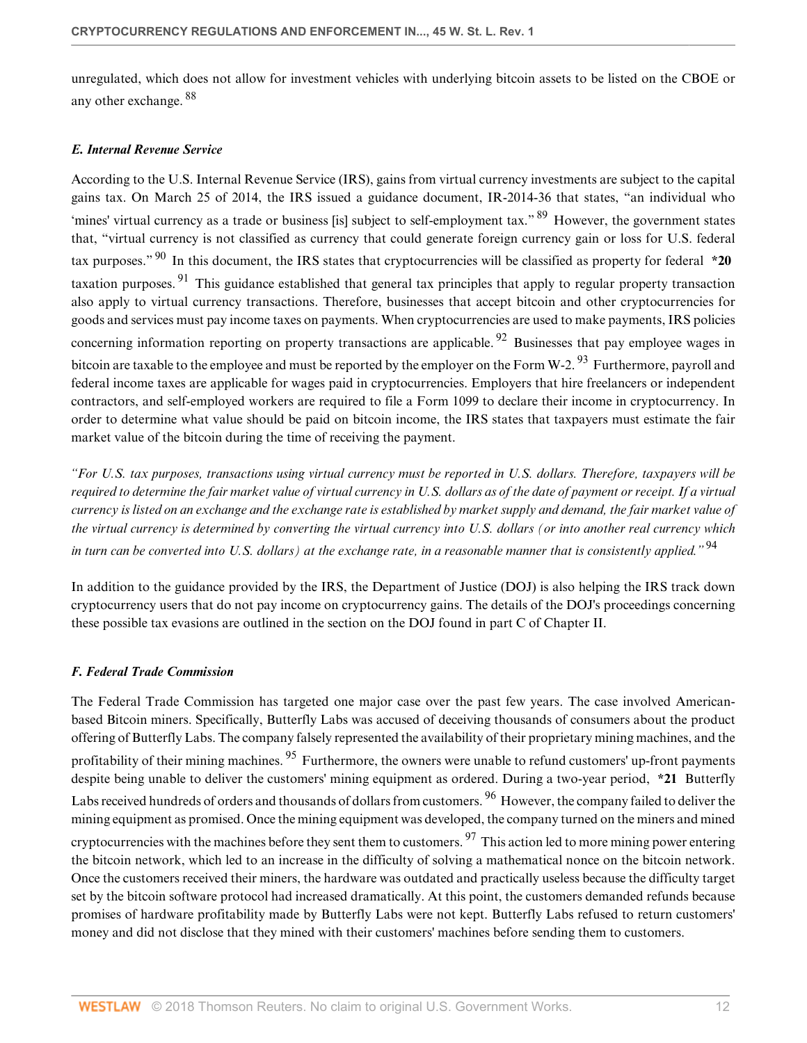unregulated, which does not allow for investment vehicles with underlying bitcoin assets to be listed on the CBOE or any other exchange.[88]

### *E. Internal Revenue Service*

According to the U.S. Internal Revenue Service (IRS), gains from virtual currency investments are subject to the capital gains tax. On March 25 of 2014, the IRS issued a guidance document, IR-2014-36 that states, "an individual who 'mines' virtual currency as a trade or business [is] subject to self-employment tax."[89] However, the government states that, "virtual currency is not classified as currency that could generate foreign currency gain or loss for U.S. federal tax purposes."[90] In this document, the IRS states that cryptocurrencies will be classified as property for federal **\*20** taxation purposes.[91] This guidance established that general tax principles that apply to regular property transaction also apply to virtual currency transactions. Therefore, businesses that accept bitcoin and other cryptocurrencies for goods and services must pay income taxes on payments. When cryptocurrencies are used to make payments, IRS policies concerning information reporting on property transactions are applicable.[92] Businesses that pay employee wages in bitcoin are taxable to the employee and must be reported by the employer on the Form W-2.[93] Furthermore, payroll and federal income taxes are applicable for wages paid in cryptocurrencies. Employers that hire freelancers or independent contractors, and self-employed workers are required to file a Form 1099 to declare their income in cryptocurrency. In order to determine what value should be paid on bitcoin income, the IRS states that taxpayers must estimate the fair market value of the bitcoin during the time of receiving the payment.

*"For U.S. tax purposes, transactions using virtual currency must be reported in U.S. dollars. Therefore, taxpayers will be required to determine the fair market value of virtual currency in U.S. dollars as of the date of payment or receipt. If a virtual currency is listed on an exchange and the exchange rate is established by market supply and demand, the fair market value of the virtual currency is determined by converting the virtual currency into U.S. dollars (or into another real currency which in turn can be converted into U.S. dollars) at the exchange rate, in a reasonable manner that is consistently applied."*[94]

In addition to the guidance provided by the IRS, the Department of Justice (DOJ) is also helping the IRS track down cryptocurrency users that do not pay income on cryptocurrency gains. The details of the DOJ's proceedings concerning these possible tax evasions are outlined in the section on the DOJ found in part C of Chapter II.

### *F. Federal Trade Commission*

The Federal Trade Commission has targeted one major case over the past few years. The case involved American-based Bitcoin miners. Specifically, Butterfly Labs was accused of deceiving thousands of consumers about the product offering of Butterfly Labs. The company falsely represented the availability of their proprietary mining machines, and the profitability of their mining machines.[95] Furthermore, the owners were unable to refund customers' up-front payments despite being unable to deliver the customers' mining equipment as ordered. During a two-year period, **\*21** Butterfly Labs received hundreds of orders and thousands of dollars from customers.[96] However, the company failed to deliver the mining equipment as promised. Once the mining equipment was developed, the company turned on the miners and mined cryptocurrencies with the machines before they sent them to customers.[97] This action led to more mining power entering the bitcoin network, which led to an increase in the difficulty of solving a mathematical nonce on the bitcoin network. Once the customers received their miners, the hardware was outdated and practically useless because the difficulty target set by the bitcoin software protocol had increased dramatically. At this point, the customers demanded refunds because promises of hardware profitability made by Butterfly Labs were not kept. Butterfly Labs refused to return customers' money and did not disclose that they mined with their customers' machines before sending them to customers.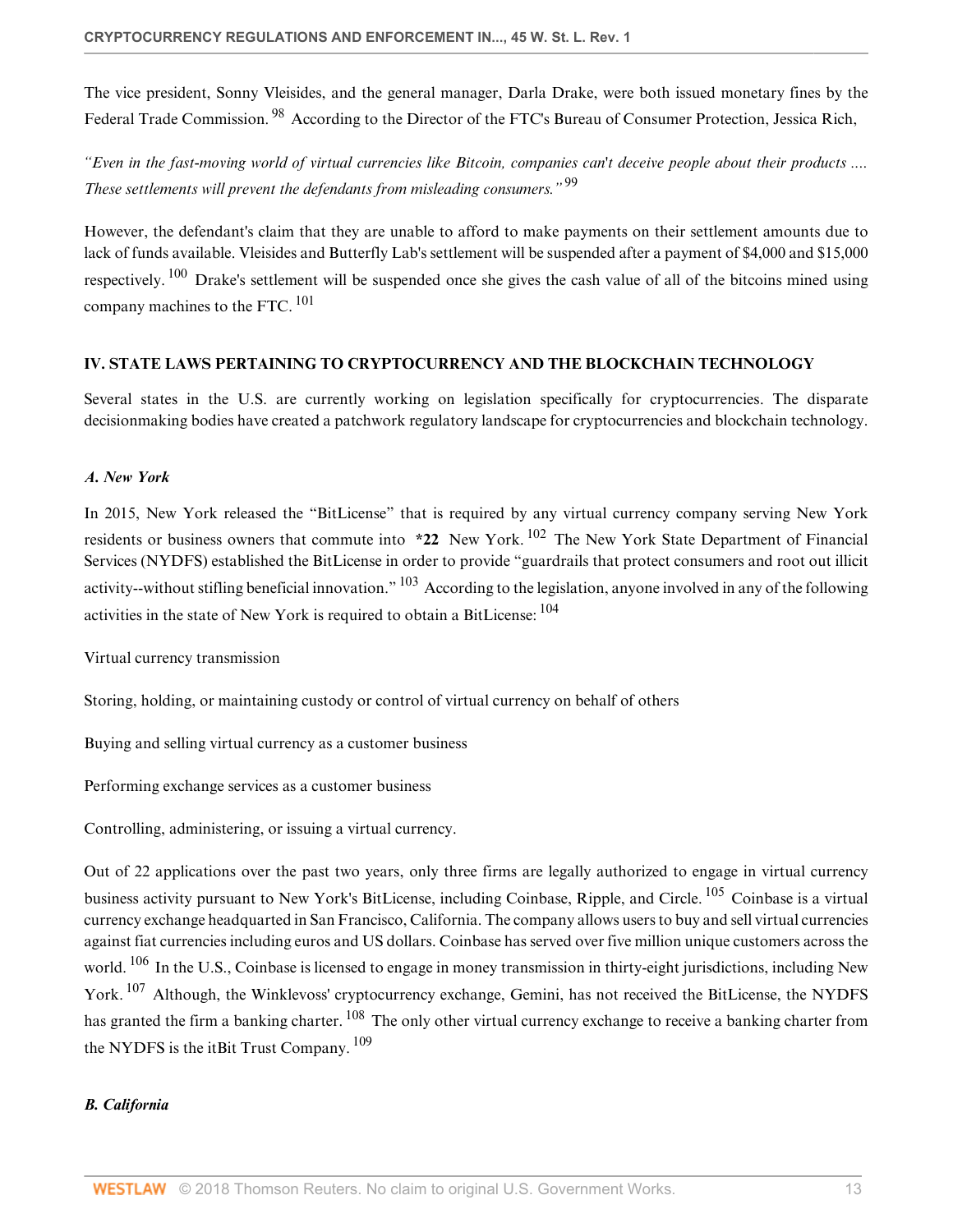The vice president, Sonny Vleisides, and the general manager, Darla Drake, were both issued monetary fines by the Federal Trade Commission. [98] According to the Director of the FTC's Bureau of Consumer Protection, Jessica Rich,

*"Even in the fast-moving world of virtual currencies like Bitcoin, companies can't deceive people about their products .... These settlements will prevent the defendants from misleading consumers."* [99]

However, the defendant's claim that they are unable to afford to make payments on their settlement amounts due to lack of funds available. Vleisides and Butterfly Lab's settlement will be suspended after a payment of $4,000 and $15,000 respectively. [100] Drake's settlement will be suspended once she gives the cash value of all of the bitcoins mined using company machines to the FTC. [101]

## IV. STATE LAWS PERTAINING TO CRYPTOCURRENCY AND THE BLOCKCHAIN TECHNOLOGY

Several states in the U.S. are currently working on legislation specifically for cryptocurrencies. The disparate decisionmaking bodies have created a patchwork regulatory landscape for cryptocurrencies and blockchain technology.

### *A. New York*

In 2015, New York released the "BitLicense" that is required by any virtual currency company serving New York residents or business owners that commute into **\*22** New York. [102] The New York State Department of Financial Services (NYDFS) established the BitLicense in order to provide "guardrails that protect consumers and root out illicit activity--without stifling beneficial innovation." [103] According to the legislation, anyone involved in any of the following activities in the state of New York is required to obtain a BitLicense: [104]

Virtual currency transmission

Storing, holding, or maintaining custody or control of virtual currency on behalf of others

Buying and selling virtual currency as a customer business

Performing exchange services as a customer business

Controlling, administering, or issuing a virtual currency.

Out of 22 applications over the past two years, only three firms are legally authorized to engage in virtual currency business activity pursuant to New York's BitLicense, including Coinbase, Ripple, and Circle. [105] Coinbase is a virtual currency exchange headquarted in San Francisco, California. The company allows users to buy and sell virtual currencies against fiat currencies including euros and US dollars. Coinbase has served over five million unique customers across the world. [106] In the U.S., Coinbase is licensed to engage in money transmission in thirty-eight jurisdictions, including New York. [107] Although, the Winklevoss' cryptocurrency exchange, Gemini, has not received the BitLicense, the NYDFS has granted the firm a banking charter. [108] The only other virtual currency exchange to receive a banking charter from the NYDFS is the itBit Trust Company. [109]

### *B. California*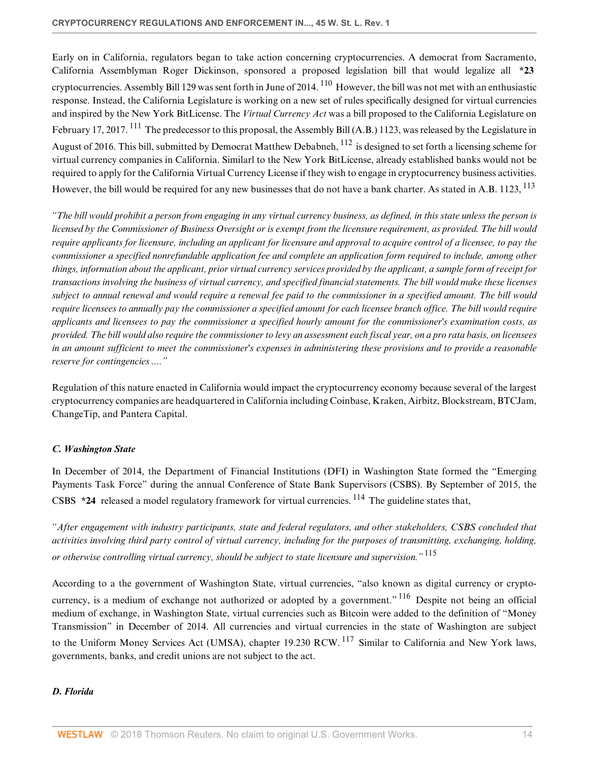Early on in California, regulators began to take action concerning cryptocurrencies. A democrat from Sacramento, California Assemblyman Roger Dickinson, sponsored a proposed legislation bill that would legalize all **\*23** cryptocurrencies. Assembly Bill 129 was sent forth in June of 2014. [110] However, the bill was not met with an enthusiastic response. Instead, the California Legislature is working on a new set of rules specifically designed for virtual currencies and inspired by the New York BitLicense. The *Virtual Currency Act* was a bill proposed to the California Legislature on February 17, 2017. [111] The predecessor to this proposal, the Assembly Bill (A.B.) 1123, was released by the Legislature in August of 2016. This bill, submitted by Democrat Matthew Debabneh, [112] is designed to set forth a licensing scheme for virtual currency companies in California. Similarl to the New York BitLicense, already established banks would not be required to apply for the California Virtual Currency License if they wish to engage in cryptocurrency business activities. However, the bill would be required for any new businesses that do not have a bank charter. As stated in A.B. 1123, [113]

*"The bill would prohibit a person from engaging in any virtual currency business, as defined, in this state unless the person is licensed by the Commissioner of Business Oversight or is exempt from the licensure requirement, as provided. The bill would require applicants for licensure, including an applicant for licensure and approval to acquire control of a licensee, to pay the commissioner a specified nonrefundable application fee and complete an application form required to include, among other things, information about the applicant, prior virtual currency services provided by the applicant, a sample form of receipt for transactions involving the business of virtual currency, and specified financial statements. The bill would make these licenses subject to annual renewal and would require a renewal fee paid to the commissioner in a specified amount. The bill would require licensees to annually pay the commissioner a specified amount for each licensee branch office. The bill would require applicants and licensees to pay the commissioner a specified hourly amount for the commissioner's examination costs, as provided. The bill would also require the commissioner to levy an assessment each fiscal year, on a pro rata basis, on licensees in an amount sufficient to meet the commissioner's expenses in administering these provisions and to provide a reasonable reserve for contingencies ...."*

Regulation of this nature enacted in California would impact the cryptocurrency economy because several of the largest cryptocurrency companies are headquartered in California including Coinbase, Kraken, Airbitz, Blockstream, BTCJam, ChangeTip, and Pantera Capital.

### *C. Washington State*

In December of 2014, the Department of Financial Institutions (DFI) in Washington State formed the "Emerging Payments Task Force" during the annual Conference of State Bank Supervisors (CSBS). By September of 2015, the CSBS **\*24** released a model regulatory framework for virtual currencies. [114] The guideline states that,

*"After engagement with industry participants, state and federal regulators, and other stakeholders, CSBS concluded that activities involving third party control of virtual currency, including for the purposes of transmitting, exchanging, holding, or otherwise controlling virtual currency, should be subject to state licensure and supervision."* [115]

According to a the government of Washington State, virtual currencies, "also known as digital currency or crypto-currency, is a medium of exchange not authorized or adopted by a government." [116] Despite not being an official medium of exchange, in Washington State, virtual currencies such as Bitcoin were added to the definition of "Money Transmission" in December of 2014. All currencies and virtual currencies in the state of Washington are subject to the Uniform Money Services Act (UMSA), chapter 19.230 RCW. [117] Similar to California and New York laws, governments, banks, and credit unions are not subject to the act.

### *D. Florida*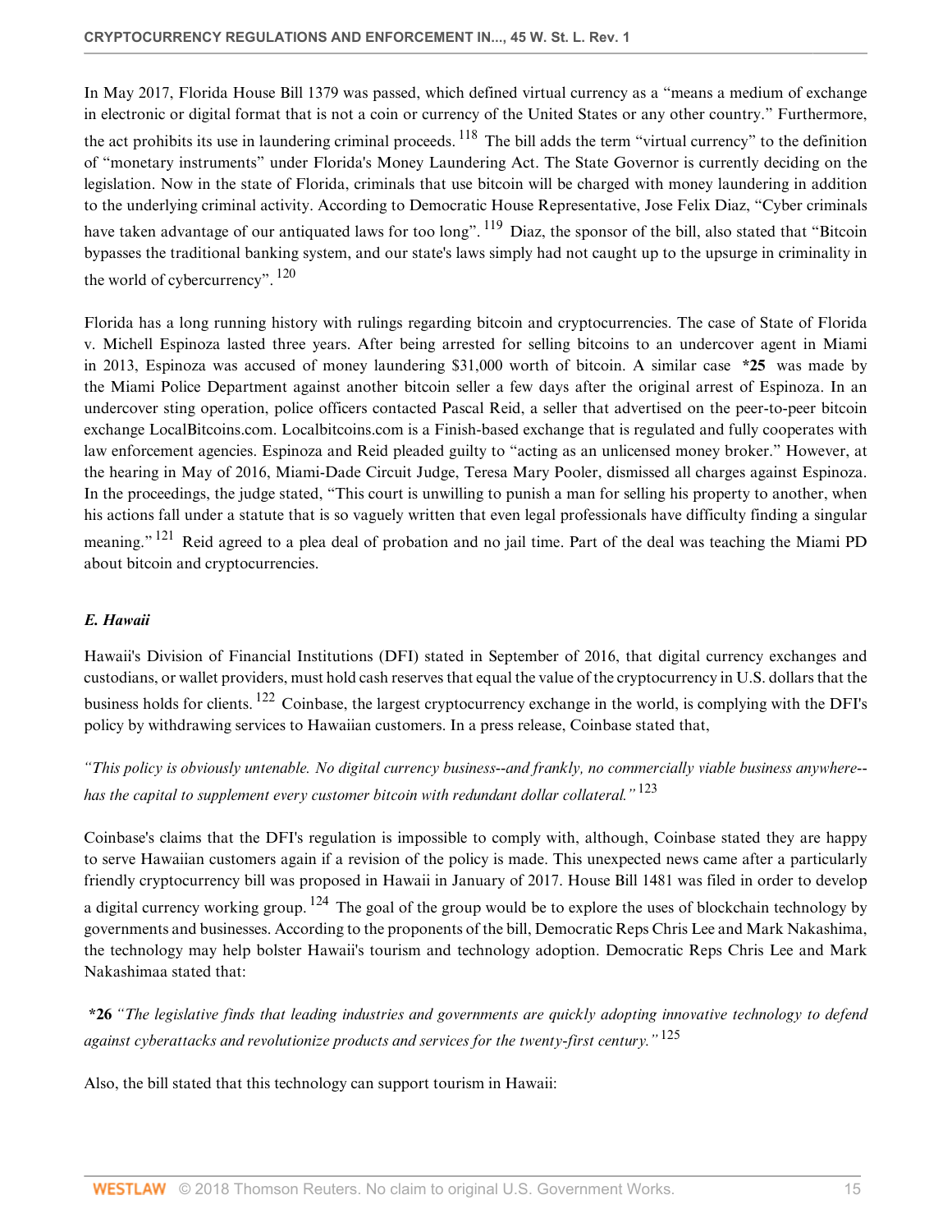In May 2017, Florida House Bill 1379 was passed, which defined virtual currency as a "means a medium of exchange in electronic or digital format that is not a coin or currency of the United States or any other country." Furthermore, the act prohibits its use in laundering criminal proceeds. [118] The bill adds the term "virtual currency" to the definition of "monetary instruments" under Florida's Money Laundering Act. The State Governor is currently deciding on the legislation. Now in the state of Florida, criminals that use bitcoin will be charged with money laundering in addition to the underlying criminal activity. According to Democratic House Representative, Jose Felix Diaz, "Cyber criminals have taken advantage of our antiquated laws for too long". [119] Diaz, the sponsor of the bill, also stated that "Bitcoin bypasses the traditional banking system, and our state's laws simply had not caught up to the upsurge in criminality in the world of cybercurrency". [120]

Florida has a long running history with rulings regarding bitcoin and cryptocurrencies. The case of State of Florida v. Michell Espinoza lasted three years. After being arrested for selling bitcoins to an undercover agent in Miami in 2013, Espinoza was accused of money laundering $31,000 worth of bitcoin. A similar case **\*25** was made by the Miami Police Department against another bitcoin seller a few days after the original arrest of Espinoza. In an undercover sting operation, police officers contacted Pascal Reid, a seller that advertised on the peer-to-peer bitcoin exchange LocalBitcoins.com. Localbitcoins.com is a Finish-based exchange that is regulated and fully cooperates with law enforcement agencies. Espinoza and Reid pleaded guilty to "acting as an unlicensed money broker." However, at the hearing in May of 2016, Miami-Dade Circuit Judge, Teresa Mary Pooler, dismissed all charges against Espinoza. In the proceedings, the judge stated, "This court is unwilling to punish a man for selling his property to another, when his actions fall under a statute that is so vaguely written that even legal professionals have difficulty finding a singular meaning." [121] Reid agreed to a plea deal of probation and no jail time. Part of the deal was teaching the Miami PD about bitcoin and cryptocurrencies.

### *E. Hawaii*

Hawaii's Division of Financial Institutions (DFI) stated in September of 2016, that digital currency exchanges and custodians, or wallet providers, must hold cash reserves that equal the value of the cryptocurrency in U.S. dollars that the business holds for clients. [122] Coinbase, the largest cryptocurrency exchange in the world, is complying with the DFI's policy by withdrawing services to Hawaiian customers. In a press release, Coinbase stated that,

*"This policy is obviously untenable. No digital currency business--and frankly, no commercially viable business anywhere--has the capital to supplement every customer bitcoin with redundant dollar collateral."* [123]

Coinbase's claims that the DFI's regulation is impossible to comply with, although, Coinbase stated they are happy to serve Hawaiian customers again if a revision of the policy is made. This unexpected news came after a particularly friendly cryptocurrency bill was proposed in Hawaii in January of 2017. House Bill 1481 was filed in order to develop a digital currency working group. [124] The goal of the group would be to explore the uses of blockchain technology by governments and businesses. According to the proponents of the bill, Democratic Reps Chris Lee and Mark Nakashima, the technology may help bolster Hawaii's tourism and technology adoption. Democratic Reps Chris Lee and Mark Nakashimaa stated that:

**\*26** *"The legislative finds that leading industries and governments are quickly adopting innovative technology to defend against cyberattacks and revolutionize products and services for the twenty-first century."* [125]

Also, the bill stated that this technology can support tourism in Hawaii: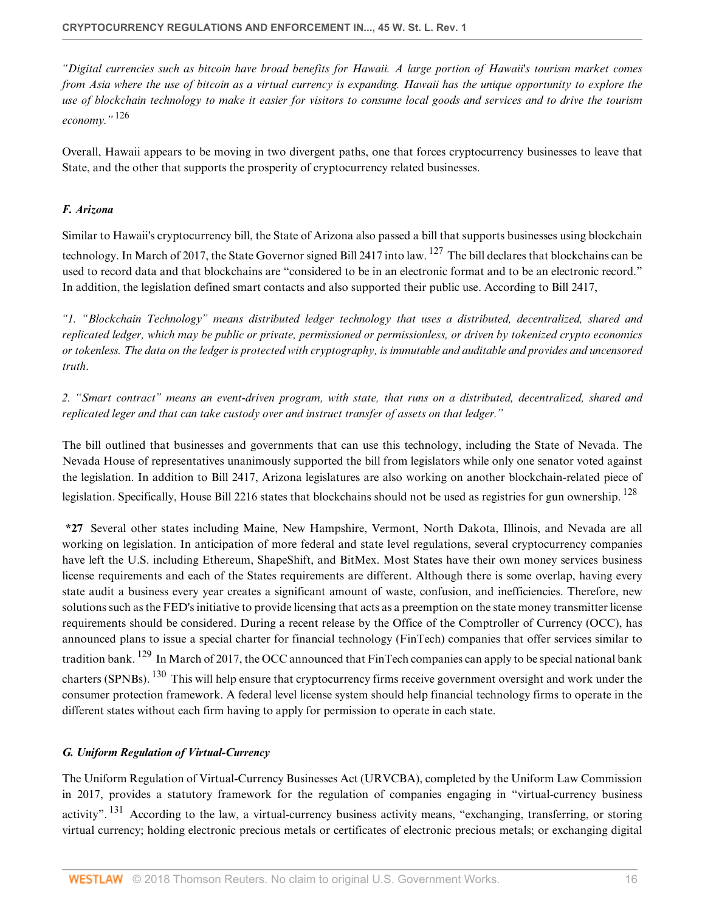*"Digital currencies such as bitcoin have broad benefits for Hawaii. A large portion of Hawaii's tourism market comes from Asia where the use of bitcoin as a virtual currency is expanding. Hawaii has the unique opportunity to explore the use of blockchain technology to make it easier for visitors to consume local goods and services and to drive the tourism economy."* [126]

Overall, Hawaii appears to be moving in two divergent paths, one that forces cryptocurrency businesses to leave that State, and the other that supports the prosperity of cryptocurrency related businesses.

### *F. Arizona*

Similar to Hawaii's cryptocurrency bill, the State of Arizona also passed a bill that supports businesses using blockchain technology. In March of 2017, the State Governor signed Bill 2417 into law. [127] The bill declares that blockchains can be used to record data and that blockchains are "considered to be in an electronic format and to be an electronic record." In addition, the legislation defined smart contacts and also supported their public use. According to Bill 2417,

*"1. "Blockchain Technology" means distributed ledger technology that uses a distributed, decentralized, shared and replicated ledger, which may be public or private, permissioned or permissionless, or driven by tokenized crypto economics or tokenless. The data on the ledger is protected with cryptography, is immutable and auditable and provides and uncensored truth.*

*2. "Smart contract" means an event-driven program, with state, that runs on a distributed, decentralized, shared and replicated leger and that can take custody over and instruct transfer of assets on that ledger."*

The bill outlined that businesses and governments that can use this technology, including the State of Nevada. The Nevada House of representatives unanimously supported the bill from legislators while only one senator voted against the legislation. In addition to Bill 2417, Arizona legislatures are also working on another blockchain-related piece of legislation. Specifically, House Bill 2216 states that blockchains should not be used as registries for gun ownership. [128]

**\*27** Several other states including Maine, New Hampshire, Vermont, North Dakota, Illinois, and Nevada are all working on legislation. In anticipation of more federal and state level regulations, several cryptocurrency companies have left the U.S. including Ethereum, ShapeShift, and BitMex. Most States have their own money services business license requirements and each of the States requirements are different. Although there is some overlap, having every state audit a business every year creates a significant amount of waste, confusion, and inefficiencies. Therefore, new solutions such as the FED's initiative to provide licensing that acts as a preemption on the state money transmitter license requirements should be considered. During a recent release by the Office of the Comptroller of Currency (OCC), has announced plans to issue a special charter for financial technology (FinTech) companies that offer services similar to tradition bank. [129] In March of 2017, the OCC announced that FinTech companies can apply to be special national bank charters (SPNBs). [130] This will help ensure that cryptocurrency firms receive government oversight and work under the consumer protection framework. A federal level license system should help financial technology firms to operate in the different states without each firm having to apply for permission to operate in each state.

### *G. Uniform Regulation of Virtual-Currency*

The Uniform Regulation of Virtual-Currency Businesses Act (URVCBA), completed by the Uniform Law Commission in 2017, provides a statutory framework for the regulation of companies engaging in "virtual-currency business activity". [131] According to the law, a virtual-currency business activity means, "exchanging, transferring, or storing virtual currency; holding electronic precious metals or certificates of electronic precious metals; or exchanging digital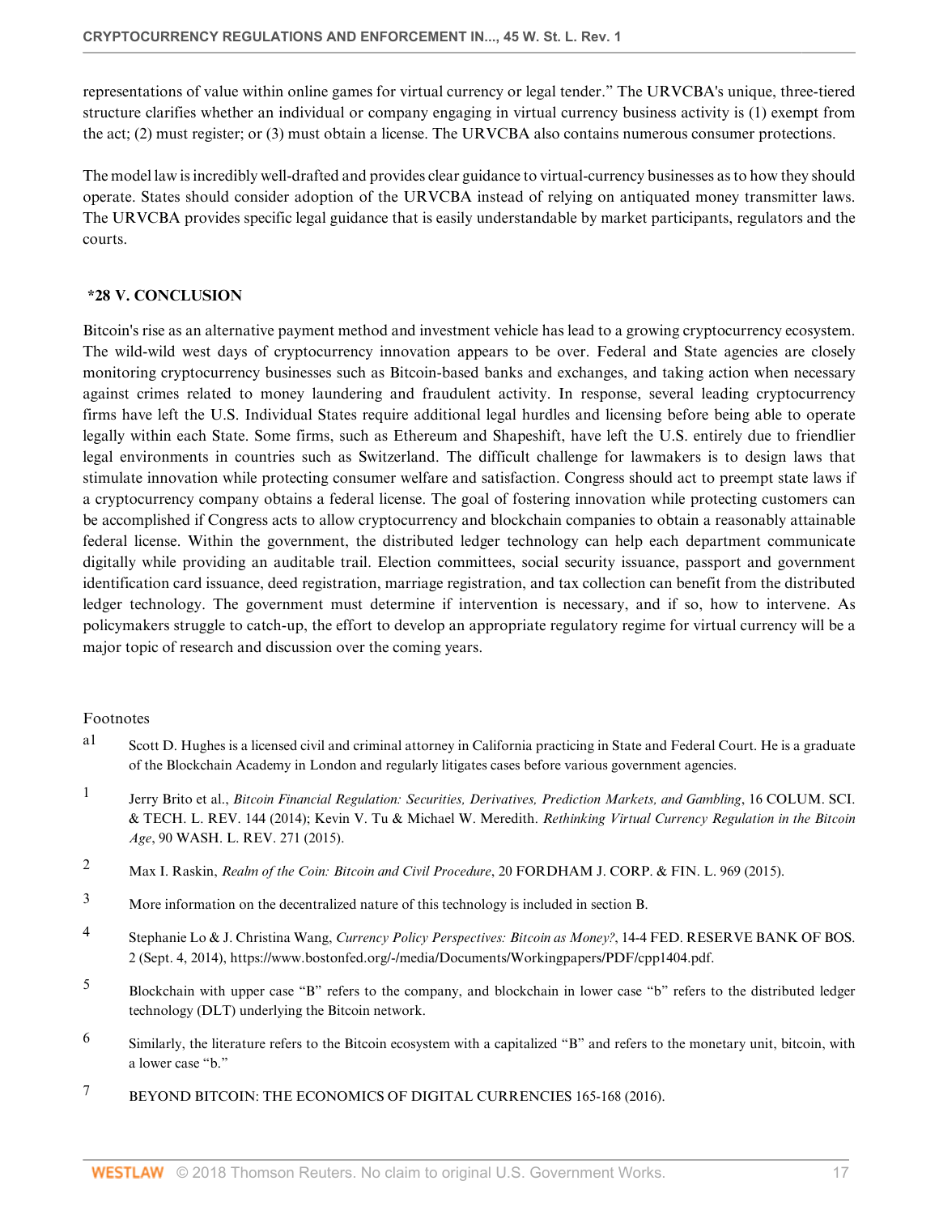representations of value within online games for virtual currency or legal tender." The URVCBA's unique, three-tiered structure clarifies whether an individual or company engaging in virtual currency business activity is (1) exempt from the act; (2) must register; or (3) must obtain a license. The URVCBA also contains numerous consumer protections.

The model law is incredibly well-drafted and provides clear guidance to virtual-currency businesses as to how they should operate. States should consider adoption of the URVCBA instead of relying on antiquated money transmitter laws. The URVCBA provides specific legal guidance that is easily understandable by market participants, regulators and the courts.

## *28 V. CONCLUSION

Bitcoin's rise as an alternative payment method and investment vehicle has lead to a growing cryptocurrency ecosystem. The wild-wild west days of cryptocurrency innovation appears to be over. Federal and State agencies are closely monitoring cryptocurrency businesses such as Bitcoin-based banks and exchanges, and taking action when necessary against crimes related to money laundering and fraudulent activity. In response, several leading cryptocurrency firms have left the U.S. Individual States require additional legal hurdles and licensing before being able to operate legally within each State. Some firms, such as Ethereum and Shapeshift, have left the U.S. entirely due to friendlier legal environments in countries such as Switzerland. The difficult challenge for lawmakers is to design laws that stimulate innovation while protecting consumer welfare and satisfaction. Congress should act to preempt state laws if a cryptocurrency company obtains a federal license. The goal of fostering innovation while protecting customers can be accomplished if Congress acts to allow cryptocurrency and blockchain companies to obtain a reasonably attainable federal license. Within the government, the distributed ledger technology can help each department communicate digitally while providing an auditable trail. Election committees, social security issuance, passport and government identification card issuance, deed registration, marriage registration, and tax collection can benefit from the distributed ledger technology. The government must determine if intervention is necessary, and if so, how to intervene. As policymakers struggle to catch-up, the effort to develop an appropriate regulatory regime for virtual currency will be a major topic of research and discussion over the coming years.

Footnotes

a1 Scott D. Hughes is a licensed civil and criminal attorney in California practicing in State and Federal Court. He is a graduate of the Blockchain Academy in London and regularly litigates cases before various government agencies.

1 Jerry Brito et al., *Bitcoin Financial Regulation: Securities, Derivatives, Prediction Markets, and Gambling*, 16 COLUM. SCI. & TECH. L. REV. 144 (2014); Kevin V. Tu & Michael W. Meredith. *Rethinking Virtual Currency Regulation in the Bitcoin Age*, 90 WASH. L. REV. 271 (2015).

2 Max I. Raskin, *Realm of the Coin: Bitcoin and Civil Procedure*, 20 FORDHAM J. CORP. & FIN. L. 969 (2015).

3 More information on the decentralized nature of this technology is included in section B.

4 Stephanie Lo & J. Christina Wang, *Currency Policy Perspectives: Bitcoin as Money?*, 14-4 FED. RESERVE BANK OF BOS. 2 (Sept. 4, 2014), https://www.bostonfed.org/-/media/Documents/Workingpapers/PDF/cpp1404.pdf.

5 Blockchain with upper case "B" refers to the company, and blockchain in lower case "b" refers to the distributed ledger technology (DLT) underlying the Bitcoin network.

6 Similarly, the literature refers to the Bitcoin ecosystem with a capitalized "B" and refers to the monetary unit, bitcoin, with a lower case "b."

7 BEYOND BITCOIN: THE ECONOMICS OF DIGITAL CURRENCIES 165-168 (2016).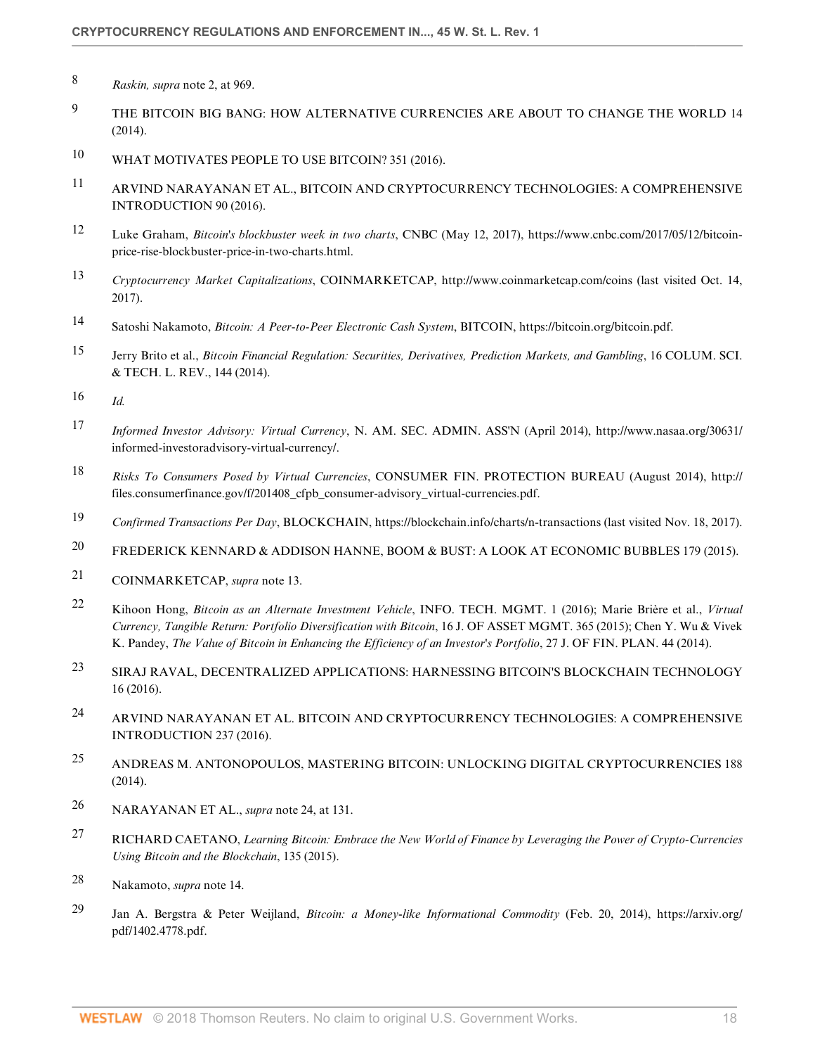8 *Raskin, supra* note 2, at 969.

9 THE BITCOIN BIG BANG: HOW ALTERNATIVE CURRENCIES ARE ABOUT TO CHANGE THE WORLD 14 (2014).

10 WHAT MOTIVATES PEOPLE TO USE BITCOIN? 351 (2016).

11 ARVIND NARAYANAN ET AL., BITCOIN AND CRYPTOCURRENCY TECHNOLOGIES: A COMPREHENSIVE INTRODUCTION 90 (2016).

12 Luke Graham, *Bitcoin's blockbuster week in two charts*, CNBC (May 12, 2017), https://www.cnbc.com/2017/05/12/bitcoin-price-rise-blockbuster-price-in-two-charts.html.

13 *Cryptocurrency Market Capitalizations*, COINMARKETCAP, http://www.coinmarketcap.com/coins (last visited Oct. 14, 2017).

14 Satoshi Nakamoto, *Bitcoin: A Peer-to-Peer Electronic Cash System*, BITCOIN, https://bitcoin.org/bitcoin.pdf.

15 Jerry Brito et al., *Bitcoin Financial Regulation: Securities, Derivatives, Prediction Markets, and Gambling*, 16 COLUM. SCI. & TECH. L. REV., 144 (2014).

16 *Id.*

17 *Informed Investor Advisory: Virtual Currency*, N. AM. SEC. ADMIN. ASS'N (April 2014), http://www.nasaa.org/30631/informed-investoradvisory-virtual-currency/.

18 *Risks To Consumers Posed by Virtual Currencies*, CONSUMER FIN. PROTECTION BUREAU (August 2014), http://files.consumerfinance.gov/f/201408_cfpb_consumer-advisory_virtual-currencies.pdf.

19 *Confirmed Transactions Per Day*, BLOCKCHAIN, https://blockchain.info/charts/n-transactions (last visited Nov. 18, 2017).

20 FREDERICK KENNARD & ADDISON HANNE, BOOM & BUST: A LOOK AT ECONOMIC BUBBLES 179 (2015).

21 COINMARKETCAP, *supra* note 13.

22 Kihoon Hong, *Bitcoin as an Alternate Investment Vehicle*, INFO. TECH. MGMT. 1 (2016); Marie Brière et al., *Virtual Currency, Tangible Return: Portfolio Diversification with Bitcoin*, 16 J. OF ASSET MGMT. 365 (2015); Chen Y. Wu & Vivek K. Pandey, *The Value of Bitcoin in Enhancing the Efficiency of an Investor's Portfolio*, 27 J. OF FIN. PLAN. 44 (2014).

23 SIRAJ RAVAL, DECENTRALIZED APPLICATIONS: HARNESSING BITCOIN'S BLOCKCHAIN TECHNOLOGY 16 (2016).

24 ARVIND NARAYANAN ET AL. BITCOIN AND CRYPTOCURRENCY TECHNOLOGIES: A COMPREHENSIVE INTRODUCTION 237 (2016).

25 ANDREAS M. ANTONOPOULOS, MASTERING BITCOIN: UNLOCKING DIGITAL CRYPTOCURRENCIES 188 (2014).

26 NARAYANAN ET AL., *supra* note 24, at 131.

27 RICHARD CAETANO, *Learning Bitcoin: Embrace the New World of Finance by Leveraging the Power of Crypto-Currencies Using Bitcoin and the Blockchain*, 135 (2015).

28 Nakamoto, *supra* note 14.

29 Jan A. Bergstra & Peter Weijland, *Bitcoin: a Money-like Informational Commodity* (Feb. 20, 2014), https://arxiv.org/pdf/1402.4778.pdf.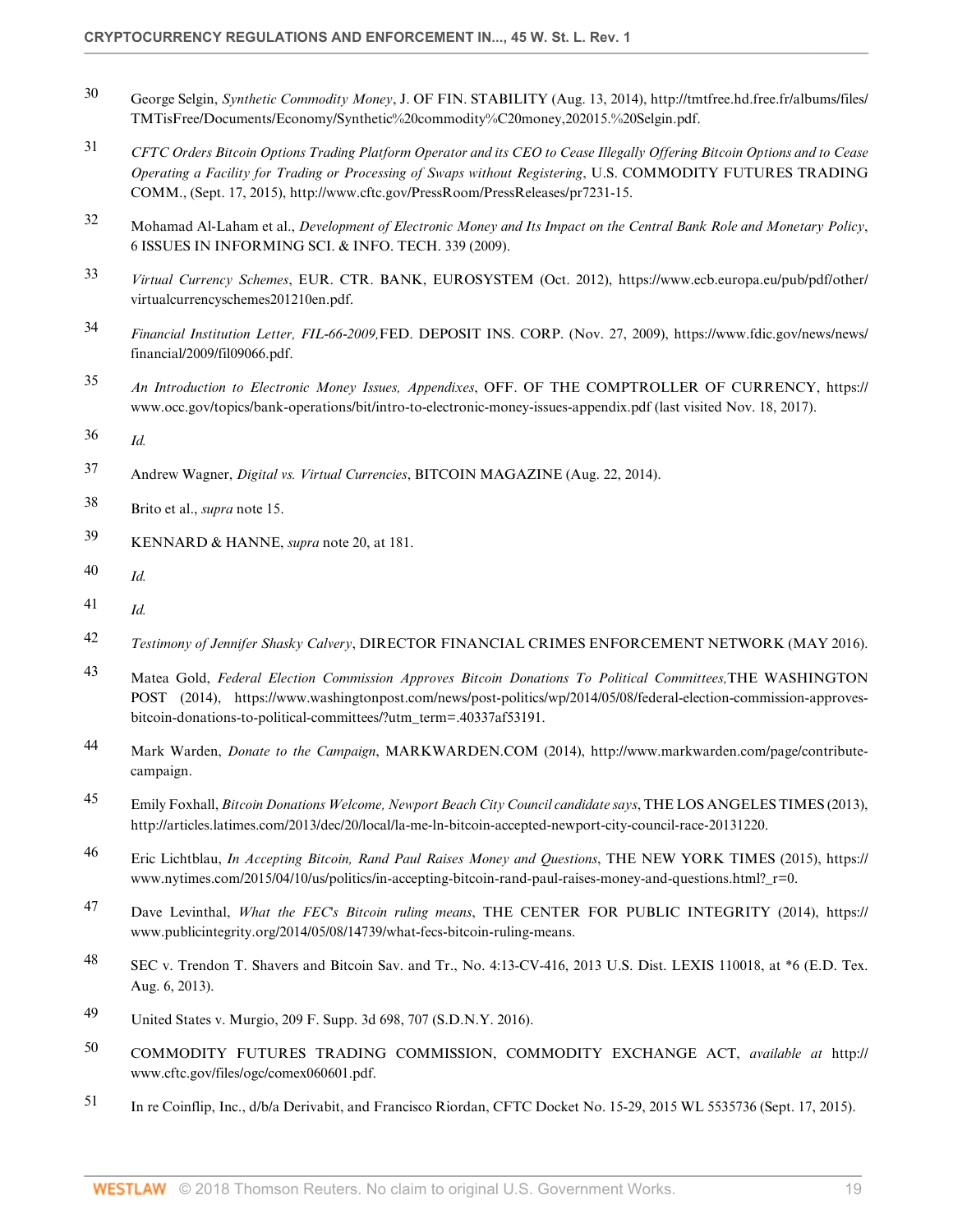30 George Selgin, *Synthetic Commodity Money*, J. OF FIN. STABILITY (Aug. 13, 2014), http://tmtfree.hd.free.fr/albums/files/TMTisFree/Documents/Economy/Synthetic%20commodity%C20money,202015.%20Selgin.pdf.

31 *CFTC Orders Bitcoin Options Trading Platform Operator and its CEO to Cease Illegally Offering Bitcoin Options and to Cease Operating a Facility for Trading or Processing of Swaps without Registering*, U.S. COMMODITY FUTURES TRADING COMM., (Sept. 17, 2015), http://www.cftc.gov/PressRoom/PressReleases/pr7231-15.

32 Mohamad Al-Laham et al., *Development of Electronic Money and Its Impact on the Central Bank Role and Monetary Policy*, 6 ISSUES IN INFORMING SCI. & INFO. TECH. 339 (2009).

33 *Virtual Currency Schemes*, EUR. CTR. BANK, EUROSYSTEM (Oct. 2012), https://www.ecb.europa.eu/pub/pdf/other/virtualcurrencyschemes201210en.pdf.

34 *Financial Institution Letter, FIL-66-2009,*FED. DEPOSIT INS. CORP. (Nov. 27, 2009), https://www.fdic.gov/news/news/financial/2009/fil09066.pdf.

35 *An Introduction to Electronic Money Issues, Appendixes*, OFF. OF THE COMPTROLLER OF CURRENCY, https://www.occ.gov/topics/bank-operations/bit/intro-to-electronic-money-issues-appendix.pdf (last visited Nov. 18, 2017).

36 *Id.*

37 Andrew Wagner, *Digital vs. Virtual Currencies*, BITCOIN MAGAZINE (Aug. 22, 2014).

38 Brito et al., *supra* note 15.

39 KENNARD & HANNE, *supra* note 20, at 181.

40 *Id.*

41 *Id.*

42 *Testimony of Jennifer Shasky Calvery*, DIRECTOR FINANCIAL CRIMES ENFORCEMENT NETWORK (MAY 2016).

43 Matea Gold, *Federal Election Commission Approves Bitcoin Donations To Political Committees,*THE WASHINGTON POST (2014), https://www.washingtonpost.com/news/post-politics/wp/2014/05/08/federal-election-commission-approves-bitcoin-donations-to-political-committees/?utm_term=.40337af53191.

44 Mark Warden, *Donate to the Campaign*, MARKWARDEN.COM (2014), http://www.markwarden.com/page/contribute-campaign.

45 Emily Foxhall, *Bitcoin Donations Welcome, Newport Beach City Council candidate says*, THE LOS ANGELES TIMES (2013), http://articles.latimes.com/2013/dec/20/local/la-me-ln-bitcoin-accepted-newport-city-council-race-20131220.

46 Eric Lichtblau, *In Accepting Bitcoin, Rand Paul Raises Money and Questions*, THE NEW YORK TIMES (2015), https://www.nytimes.com/2015/04/10/us/politics/in-accepting-bitcoin-rand-paul-raises-money-and-questions.html?_r=0.

47 Dave Levinthal, *What the FEC's Bitcoin ruling means*, THE CENTER FOR PUBLIC INTEGRITY (2014), https://www.publicintegrity.org/2014/05/08/14739/what-fecs-bitcoin-ruling-means.

48 SEC v. Trendon T. Shavers and Bitcoin Sav. and Tr., No. 4:13-CV-416, 2013 U.S. Dist. LEXIS 110018, at *6 (E.D. Tex. Aug. 6, 2013).

49 United States v. Murgio, 209 F. Supp. 3d 698, 707 (S.D.N.Y. 2016).

50 COMMODITY FUTURES TRADING COMMISSION, COMMODITY EXCHANGE ACT, *available at* http://www.cftc.gov/files/ogc/comex060601.pdf.

51 In re Coinflip, Inc., d/b/a Derivabit, and Francisco Riordan, CFTC Docket No. 15-29, 2015 WL 5535736 (Sept. 17, 2015).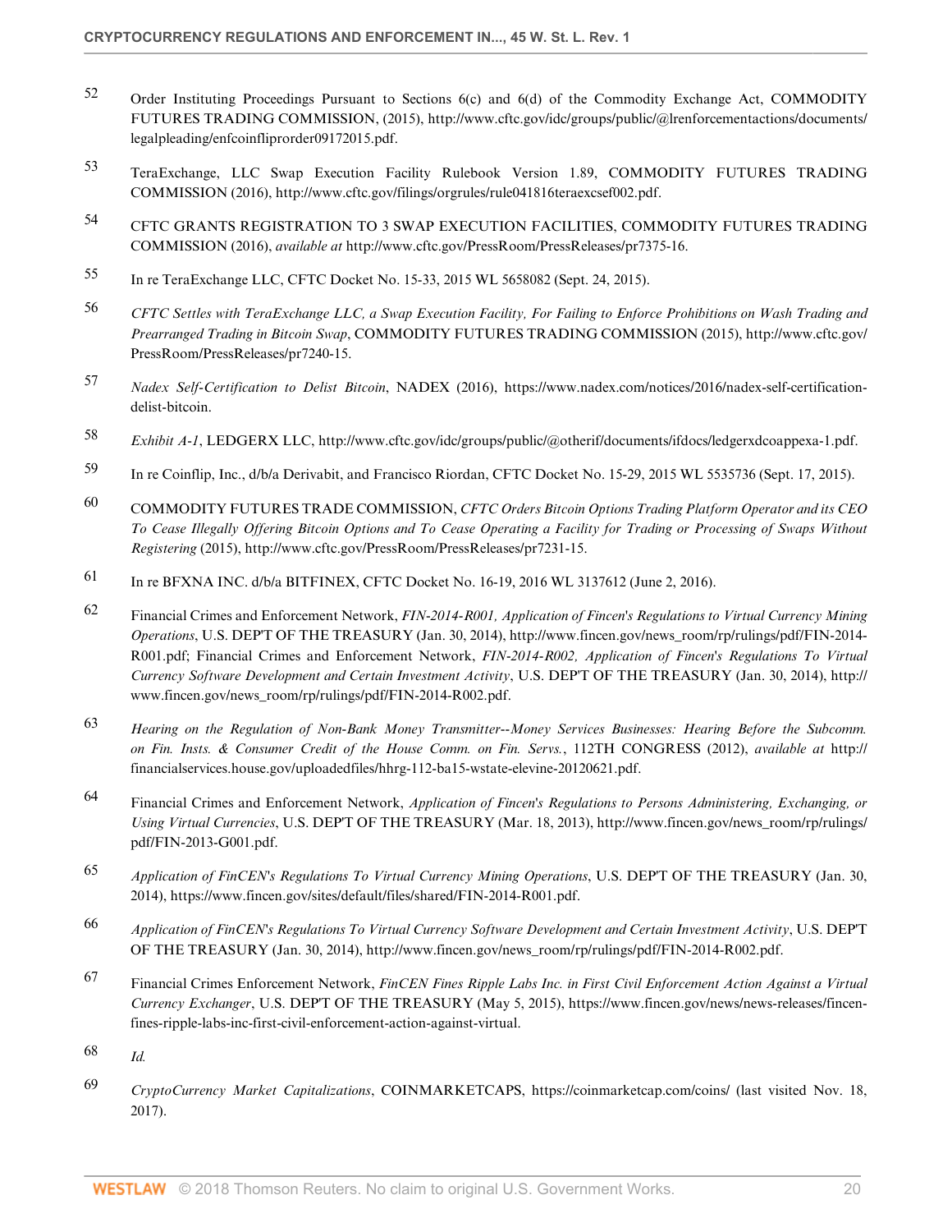52 Order Instituting Proceedings Pursuant to Sections 6(c) and 6(d) of the Commodity Exchange Act, COMMODITY FUTURES TRADING COMMISSION, (2015), http://www.cftc.gov/idc/groups/public/@lrenforcementactions/documents/legalpleading/enfcoinfliprorder09172015.pdf.

53 TeraExchange, LLC Swap Execution Facility Rulebook Version 1.89, COMMODITY FUTURES TRADING COMMISSION (2016), http://www.cftc.gov/filings/orgrules/rule041816teraexcsef002.pdf.

54 CFTC GRANTS REGISTRATION TO 3 SWAP EXECUTION FACILITIES, COMMODITY FUTURES TRADING COMMISSION (2016), *available at* http://www.cftc.gov/PressRoom/PressReleases/pr7375-16.

55 In re TeraExchange LLC, CFTC Docket No. 15-33, 2015 WL 5658082 (Sept. 24, 2015).

56 *CFTC Settles with TeraExchange LLC, a Swap Execution Facility, For Failing to Enforce Prohibitions on Wash Trading and Prearranged Trading in Bitcoin Swap*, COMMODITY FUTURES TRADING COMMISSION (2015), http://www.cftc.gov/PressRoom/PressReleases/pr7240-15.

57 *Nadex Self-Certification to Delist Bitcoin*, NADEX (2016), https://www.nadex.com/notices/2016/nadex-self-certification-delist-bitcoin.

58 *Exhibit A-1*, LEDGERX LLC, http://www.cftc.gov/idc/groups/public/@otherif/documents/ifdocs/ledgerxdcoappexa-1.pdf.

59 In re Coinflip, Inc., d/b/a Derivabit, and Francisco Riordan, CFTC Docket No. 15-29, 2015 WL 5535736 (Sept. 17, 2015).

60 COMMODITY FUTURES TRADE COMMISSION, *CFTC Orders Bitcoin Options Trading Platform Operator and its CEO To Cease Illegally Offering Bitcoin Options and To Cease Operating a Facility for Trading or Processing of Swaps Without Registering* (2015), http://www.cftc.gov/PressRoom/PressReleases/pr7231-15.

61 In re BFXNA INC. d/b/a BITFINEX, CFTC Docket No. 16-19, 2016 WL 3137612 (June 2, 2016).

62 Financial Crimes and Enforcement Network, *FIN-2014-R001, Application of Fincen's Regulations to Virtual Currency Mining Operations*, U.S. DEP'T OF THE TREASURY (Jan. 30, 2014), http://www.fincen.gov/news_room/rp/rulings/pdf/FIN-2014-R001.pdf; Financial Crimes and Enforcement Network, *FIN-2014-R002, Application of Fincen's Regulations To Virtual Currency Software Development and Certain Investment Activity*, U.S. DEP'T OF THE TREASURY (Jan. 30, 2014), http://www.fincen.gov/news_room/rp/rulings/pdf/FIN-2014-R002.pdf.

63 *Hearing on the Regulation of Non-Bank Money Transmitter--Money Services Businesses: Hearing Before the Subcomm. on Fin. Insts. & Consumer Credit of the House Comm. on Fin. Servs.*, 112TH CONGRESS (2012), *available at* http://financialservices.house.gov/uploadedfiles/hhrg-112-ba15-wstate-elevine-20120621.pdf.

64 Financial Crimes and Enforcement Network, *Application of Fincen's Regulations to Persons Administering, Exchanging, or Using Virtual Currencies*, U.S. DEP'T OF THE TREASURY (Mar. 18, 2013), http://www.fincen.gov/news_room/rp/rulings/pdf/FIN-2013-G001.pdf.

65 *Application of FinCEN's Regulations To Virtual Currency Mining Operations*, U.S. DEP'T OF THE TREASURY (Jan. 30, 2014), https://www.fincen.gov/sites/default/files/shared/FIN-2014-R001.pdf.

66 *Application of FinCEN's Regulations To Virtual Currency Software Development and Certain Investment Activity*, U.S. DEP'T OF THE TREASURY (Jan. 30, 2014), http://www.fincen.gov/news_room/rp/rulings/pdf/FIN-2014-R002.pdf.

67 Financial Crimes Enforcement Network, *FinCEN Fines Ripple Labs Inc. in First Civil Enforcement Action Against a Virtual Currency Exchanger*, U.S. DEP'T OF THE TREASURY (May 5, 2015), https://www.fincen.gov/news/news-releases/fincen-fines-ripple-labs-inc-first-civil-enforcement-action-against-virtual.

68 *Id.*

69 *CryptoCurrency Market Capitalizations*, COINMARKETCAPS, https://coinmarketcap.com/coins/ (last visited Nov. 18, 2017).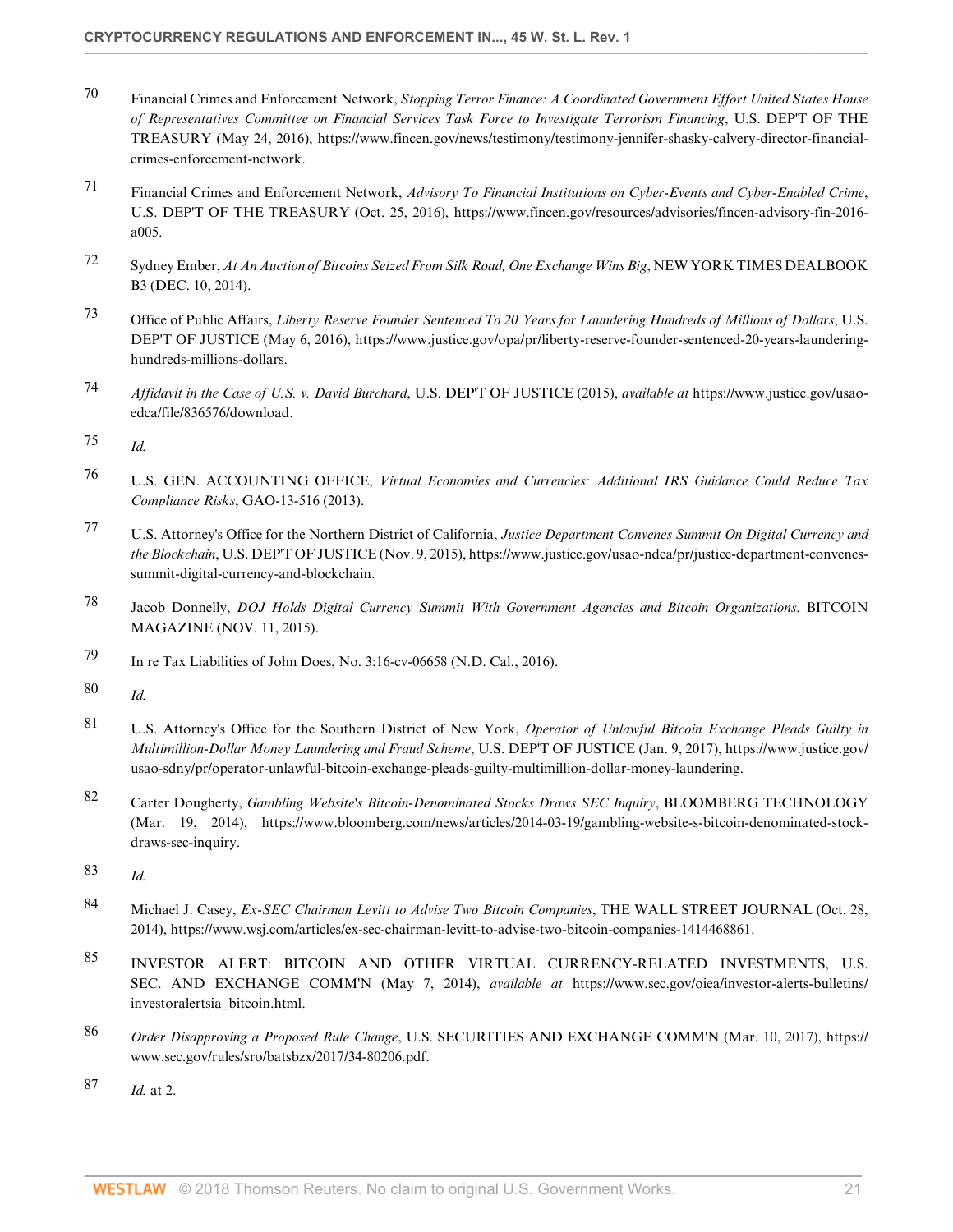70 Financial Crimes and Enforcement Network, *Stopping Terror Finance: A Coordinated Government Effort United States House of Representatives Committee on Financial Services Task Force to Investigate Terrorism Financing*, U.S. DEP'T OF THE TREASURY (May 24, 2016), https://www.fincen.gov/news/testimony/testimony-jennifer-shasky-calvery-director-financial-crimes-enforcement-network.

71 Financial Crimes and Enforcement Network, *Advisory To Financial Institutions on Cyber-Events and Cyber-Enabled Crime*, U.S. DEP'T OF THE TREASURY (Oct. 25, 2016), https://www.fincen.gov/resources/advisories/fincen-advisory-fin-2016-a005.

72 Sydney Ember, *At An Auction of Bitcoins Seized From Silk Road, One Exchange Wins Big*, NEW YORK TIMES DEALBOOK B3 (DEC. 10, 2014).

73 Office of Public Affairs, *Liberty Reserve Founder Sentenced To 20 Years for Laundering Hundreds of Millions of Dollars*, U.S. DEP'T OF JUSTICE (May 6, 2016), https://www.justice.gov/opa/pr/liberty-reserve-founder-sentenced-20-years-laundering-hundreds-millions-dollars.

74 *Affidavit in the Case of U.S. v. David Burchard*, U.S. DEP'T OF JUSTICE (2015), *available at* https://www.justice.gov/usao-edca/file/836576/download.

75 *Id.*

76 U.S. GEN. ACCOUNTING OFFICE, *Virtual Economies and Currencies: Additional IRS Guidance Could Reduce Tax Compliance Risks*, GAO-13-516 (2013).

77 U.S. Attorney's Office for the Northern District of California, *Justice Department Convenes Summit On Digital Currency and the Blockchain*, U.S. DEP'T OF JUSTICE (Nov. 9, 2015), https://www.justice.gov/usao-ndca/pr/justice-department-convenes-summit-digital-currency-and-blockchain.

78 Jacob Donnelly, *DOJ Holds Digital Currency Summit With Government Agencies and Bitcoin Organizations*, BITCOIN MAGAZINE (NOV. 11, 2015).

79 In re Tax Liabilities of John Does, No. 3:16-cv-06658 (N.D. Cal., 2016).

80 *Id.*

81 U.S. Attorney's Office for the Southern District of New York, *Operator of Unlawful Bitcoin Exchange Pleads Guilty in Multimillion-Dollar Money Laundering and Fraud Scheme*, U.S. DEP'T OF JUSTICE (Jan. 9, 2017), https://www.justice.gov/usao-sdny/pr/operator-unlawful-bitcoin-exchange-pleads-guilty-multimillion-dollar-money-laundering.

82 Carter Dougherty, *Gambling Website's Bitcoin-Denominated Stocks Draws SEC Inquiry*, BLOOMBERG TECHNOLOGY (Mar. 19, 2014), https://www.bloomberg.com/news/articles/2014-03-19/gambling-website-s-bitcoin-denominated-stock-draws-sec-inquiry.

83 *Id.*

84 Michael J. Casey, *Ex-SEC Chairman Levitt to Advise Two Bitcoin Companies*, THE WALL STREET JOURNAL (Oct. 28, 2014), https://www.wsj.com/articles/ex-sec-chairman-levitt-to-advise-two-bitcoin-companies-1414468861.

85 INVESTOR ALERT: BITCOIN AND OTHER VIRTUAL CURRENCY-RELATED INVESTMENTS, U.S. SEC. AND EXCHANGE COMM'N (May 7, 2014), *available at* https://www.sec.gov/oiea/investor-alerts-bulletins/investoralertsia_bitcoin.html.

86 *Order Disapproving a Proposed Rule Change*, U.S. SECURITIES AND EXCHANGE COMM'N (Mar. 10, 2017), https://www.sec.gov/rules/sro/batsbzx/2017/34-80206.pdf.

87 *Id.* at 2.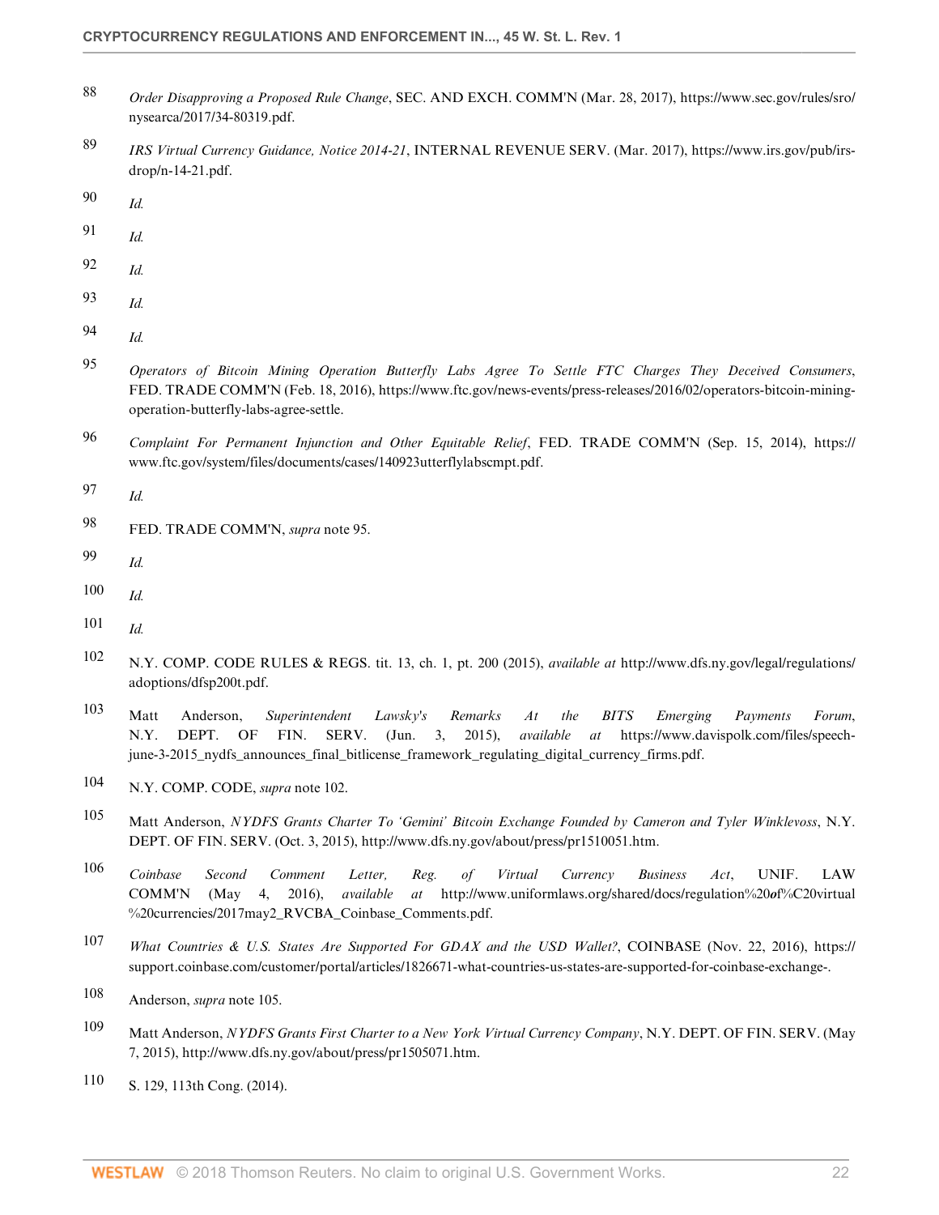88 *Order Disapproving a Proposed Rule Change*, SEC. AND EXCH. COMM'N (Mar. 28, 2017), https://www.sec.gov/rules/sro/nysearca/2017/34-80319.pdf.

89 *IRS Virtual Currency Guidance, Notice 2014-21*, INTERNAL REVENUE SERV. (Mar. 2017), https://www.irs.gov/pub/irs-drop/n-14-21.pdf.

90 *Id.*

91 *Id.*

92 *Id.*

93 *Id.*

94 *Id.*

95 *Operators of Bitcoin Mining Operation Butterfly Labs Agree To Settle FTC Charges They Deceived Consumers*, FED. TRADE COMM'N (Feb. 18, 2016), https://www.ftc.gov/news-events/press-releases/2016/02/operators-bitcoin-mining-operation-butterfly-labs-agree-settle.

96 *Complaint For Permanent Injunction and Other Equitable Relief*, FED. TRADE COMM'N (Sep. 15, 2014), https://www.ftc.gov/system/files/documents/cases/140923utterflylabscmpt.pdf.

97 *Id.*

98 FED. TRADE COMM'N, *supra* note 95.

99 *Id.*

100 *Id.*

101 *Id.*

102 N.Y. COMP. CODE RULES & REGS. tit. 13, ch. 1, pt. 200 (2015), *available at* http://www.dfs.ny.gov/legal/regulations/adoptions/dfsp200t.pdf.

103 Matt Anderson, *Superintendent Lawsky's Remarks At the BITS Emerging Payments Forum*, N.Y. DEPT. OF FIN. SERV. (Jun. 3, 2015), *available at* https://www.davispolk.com/files/speech-june-3-2015_nydfs_announces_final_bitlicense_framework_regulating_digital_currency_firms.pdf.

104 N.Y. COMP. CODE, *supra* note 102.

105 Matt Anderson, *NYDFS Grants Charter To 'Gemini' Bitcoin Exchange Founded by Cameron and Tyler Winklevoss*, N.Y. DEPT. OF FIN. SERV. (Oct. 3, 2015), http://www.dfs.ny.gov/about/press/pr1510051.htm.

106 *Coinbase Second Comment Letter, Reg. of Virtual Currency Business Act*, UNIF. LAW COMM'N (May 4, 2016), *available at* http://www.uniformlaws.org/shared/docs/regulation%20of%C20virtual%20currencies/2017may2_RVCBA_Coinbase_Comments.pdf.

107 *What Countries & U.S. States Are Supported For GDAX and the USD Wallet?*, COINBASE (Nov. 22, 2016), https://support.coinbase.com/customer/portal/articles/1826671-what-countries-us-states-are-supported-for-coinbase-exchange-.

108 Anderson, *supra* note 105.

109 Matt Anderson, *NYDFS Grants First Charter to a New York Virtual Currency Company*, N.Y. DEPT. OF FIN. SERV. (May 7, 2015), http://www.dfs.ny.gov/about/press/pr1505071.htm.

110 S. 129, 113th Cong. (2014).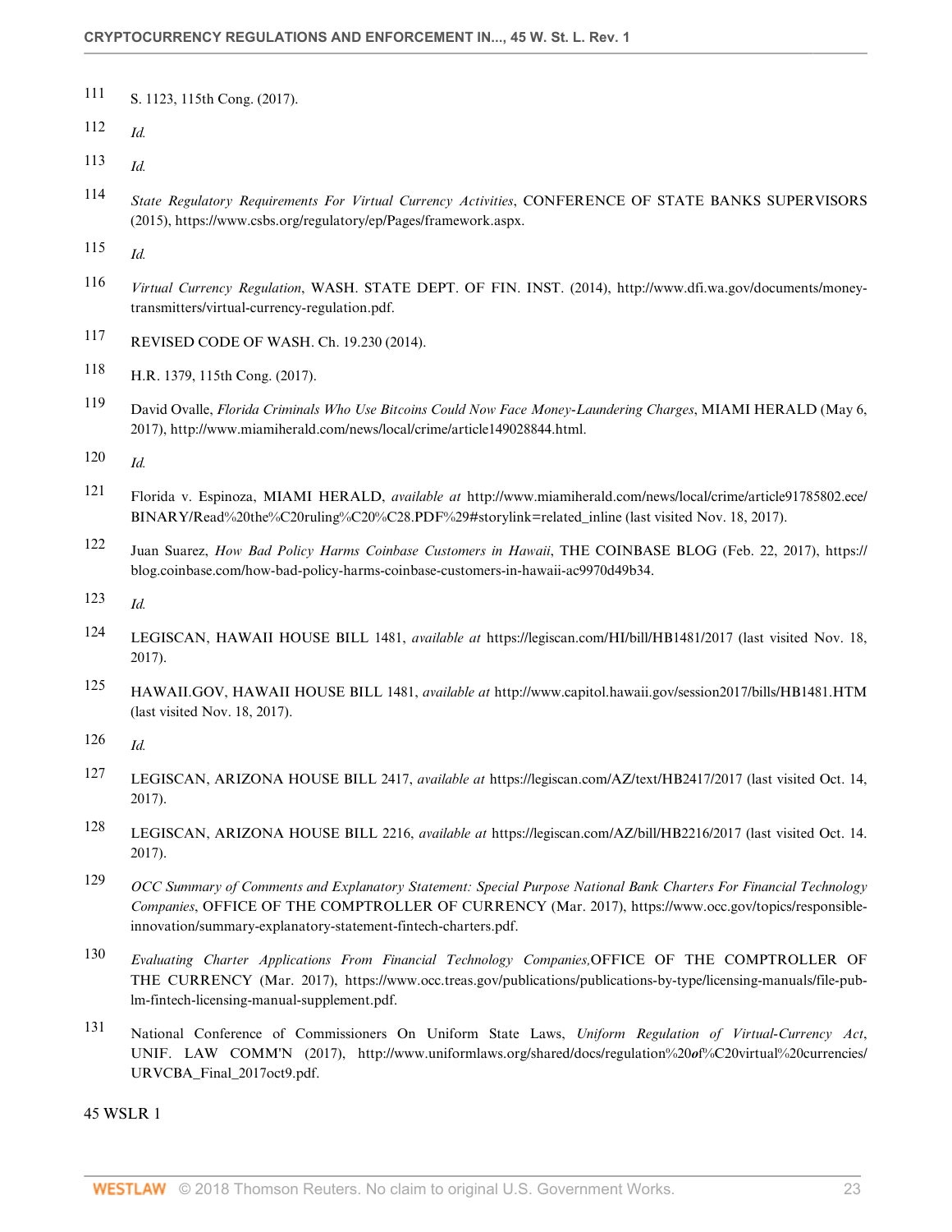111 S. 1123, 115th Cong. (2017).

112 *Id.*

113 *Id.*

114 *State Regulatory Requirements For Virtual Currency Activities*, CONFERENCE OF STATE BANKS SUPERVISORS (2015), https://www.csbs.org/regulatory/ep/Pages/framework.aspx.

115 *Id.*

116 *Virtual Currency Regulation*, WASH. STATE DEPT. OF FIN. INST. (2014), http://www.dfi.wa.gov/documents/money-transmitters/virtual-currency-regulation.pdf.

117 REVISED CODE OF WASH. Ch. 19.230 (2014).

118 H.R. 1379, 115th Cong. (2017).

119 David Ovalle, *Florida Criminals Who Use Bitcoins Could Now Face Money-Laundering Charges*, MIAMI HERALD (May 6, 2017), http://www.miamiherald.com/news/local/crime/article149028844.html.

120 *Id.*

121 Florida v. Espinoza, MIAMI HERALD, *available at* http://www.miamiherald.com/news/local/crime/article91785802.ece/BINARY/Read%20the%C20ruling%C20%C28.PDF%29#storylink=related_inline (last visited Nov. 18, 2017).

122 Juan Suarez, *How Bad Policy Harms Coinbase Customers in Hawaii*, THE COINBASE BLOG (Feb. 22, 2017), https://blog.coinbase.com/how-bad-policy-harms-coinbase-customers-in-hawaii-ac9970d49b34.

123 *Id.*

124 LEGISCAN, HAWAII HOUSE BILL 1481, *available at* https://legiscan.com/HI/bill/HB1481/2017 (last visited Nov. 18, 2017).

125 HAWAII.GOV, HAWAII HOUSE BILL 1481, *available at* http://www.capitol.hawaii.gov/session2017/bills/HB1481.HTM (last visited Nov. 18, 2017).

126 *Id.*

127 LEGISCAN, ARIZONA HOUSE BILL 2417, *available at* https://legiscan.com/AZ/text/HB2417/2017 (last visited Oct. 14, 2017).

128 LEGISCAN, ARIZONA HOUSE BILL 2216, *available at* https://legiscan.com/AZ/bill/HB2216/2017 (last visited Oct. 14. 2017).

129 *OCC Summary of Comments and Explanatory Statement: Special Purpose National Bank Charters For Financial Technology Companies*, OFFICE OF THE COMPTROLLER OF CURRENCY (Mar. 2017), https://www.occ.gov/topics/responsible-innovation/summary-explanatory-statement-fintech-charters.pdf.

130 *Evaluating Charter Applications From Financial Technology Companies,*OFFICE OF THE COMPTROLLER OF THE CURRENCY (Mar. 2017), https://www.occ.treas.gov/publications/publications-by-type/licensing-manuals/file-pub-lm-fintech-licensing-manual-supplement.pdf.

131 National Conference of Commissioners On Uniform State Laws, *Uniform Regulation of Virtual-Currency Act*, UNIF. LAW COMM'N (2017), http://www.uniformlaws.org/shared/docs/regulation%20of%C20virtual%20currencies/URVCBA_Final_2017oct9.pdf.

45 WSLR 1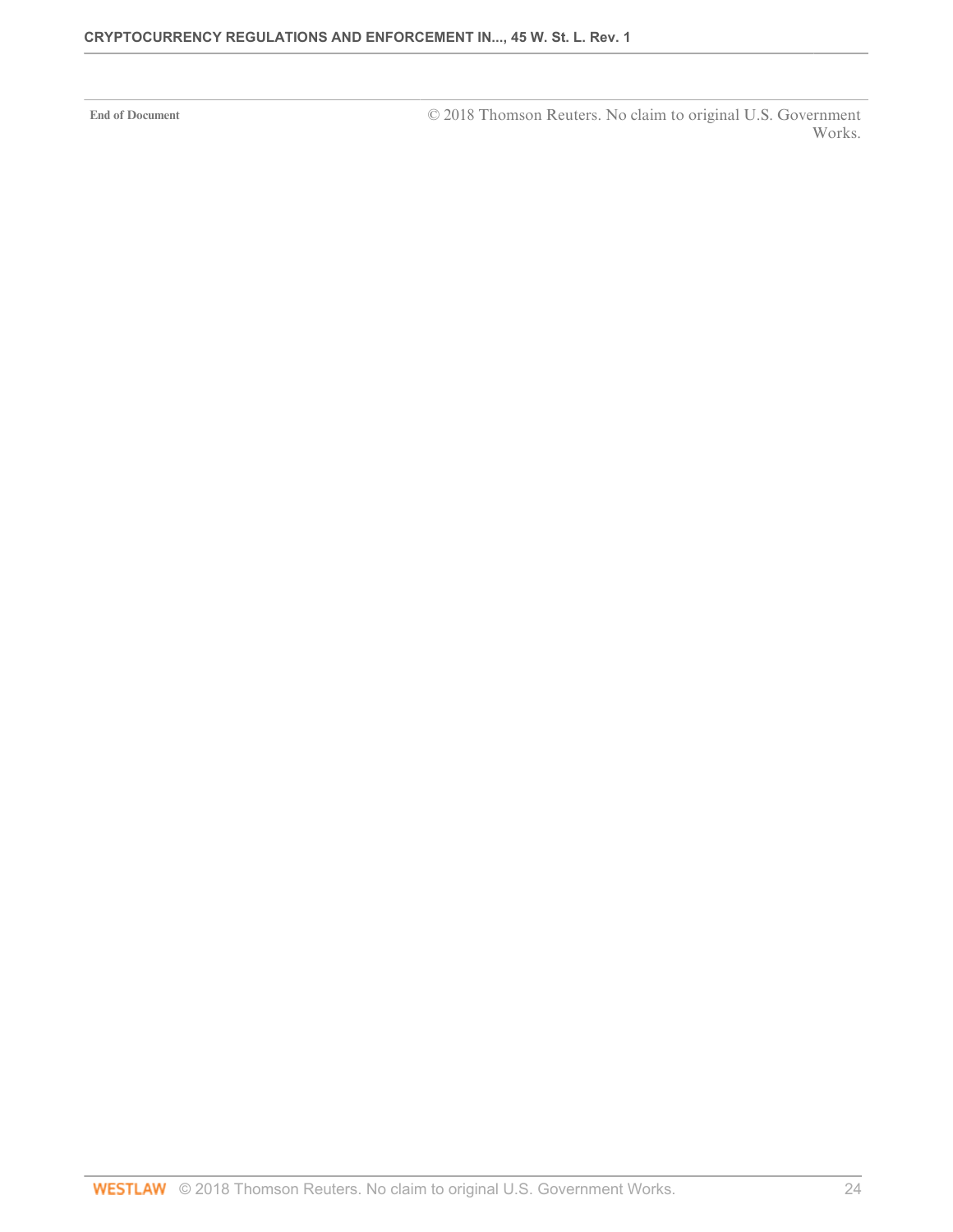**End of Document** © 2018 Thomson Reuters. No claim to original U.S. Government Works.